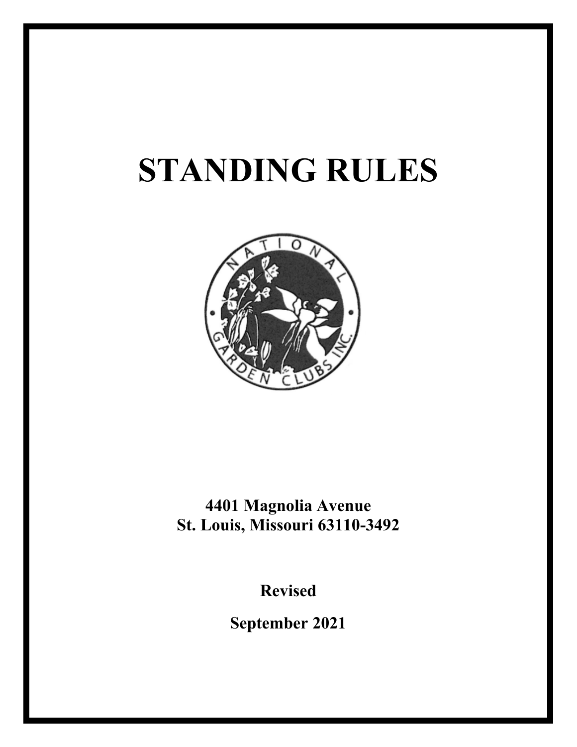# STANDING RULES

**4401 Magnolia Avenue**
**St. Louis, Missouri 63110-3492**

**Revised**

**September 2021**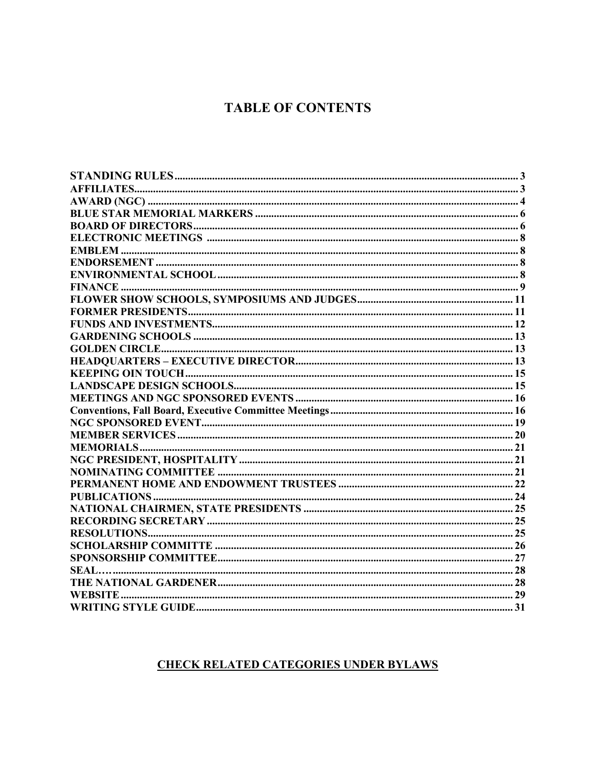# TABLE OF CONTENTS

| | |
|---|---|
| **STANDING RULES** | **3** |
| **AFFILIATES** | **3** |
| **AWARD (NGC)** | **4** |
| **BLUE STAR MEMORIAL MARKERS** | **6** |
| **BOARD OF DIRECTORS** | **6** |
| **ELECTRONIC MEETINGS** | **8** |
| **EMBLEM** | **8** |
| **ENDORSEMENT** | **8** |
| **ENVIRONMENTAL SCHOOL** | **8** |
| **FINANCE** | **9** |
| **FLOWER SHOW SCHOOLS, SYMPOSIUMS AND JUDGES** | **11** |
| **FORMER PRESIDENTS** | **11** |
| **FUNDS AND INVESTMENTS** | **12** |
| **GARDENING SCHOOLS** | **13** |
| **GOLDEN CIRCLE** | **13** |
| **HEADQUARTERS – EXECUTIVE DIRECTOR** | **13** |
| **KEEPING OIN TOUCH** | **15** |
| **LANDSCAPE DESIGN SCHOOLS** | **15** |
| **MEETINGS AND NGC SPONSORED EVENTS** | **16** |
| **Conventions, Fall Board, Executive Committee Meetings** | **16** |
| **NGC SPONSORED EVENT** | **19** |
| **MEMBER SERVICES** | **20** |
| **MEMORIALS** | **21** |
| **NGC PRESIDENT, HOSPITALITY** | **21** |
| **NOMINATING COMMITTEE** | **21** |
| **PERMANENT HOME AND ENDOWMENT TRUSTEES** | **22** |
| **PUBLICATIONS** | **24** |
| **NATIONAL CHAIRMEN, STATE PRESIDENTS** | **25** |
| **RECORDING SECRETARY** | **25** |
| **RESOLUTIONS** | **25** |
| **SCHOLARSHIP COMMITTE** | **26** |
| **SPONSORSHIP COMMITTEE** | **27** |
| **SEAL…** | **28** |
| **THE NATIONAL GARDENER** | **28** |
| **WEBSITE** | **29** |
| **WRITING STYLE GUIDE** | **31** |

**CHECK RELATED CATEGORIES UNDER BYLAWS**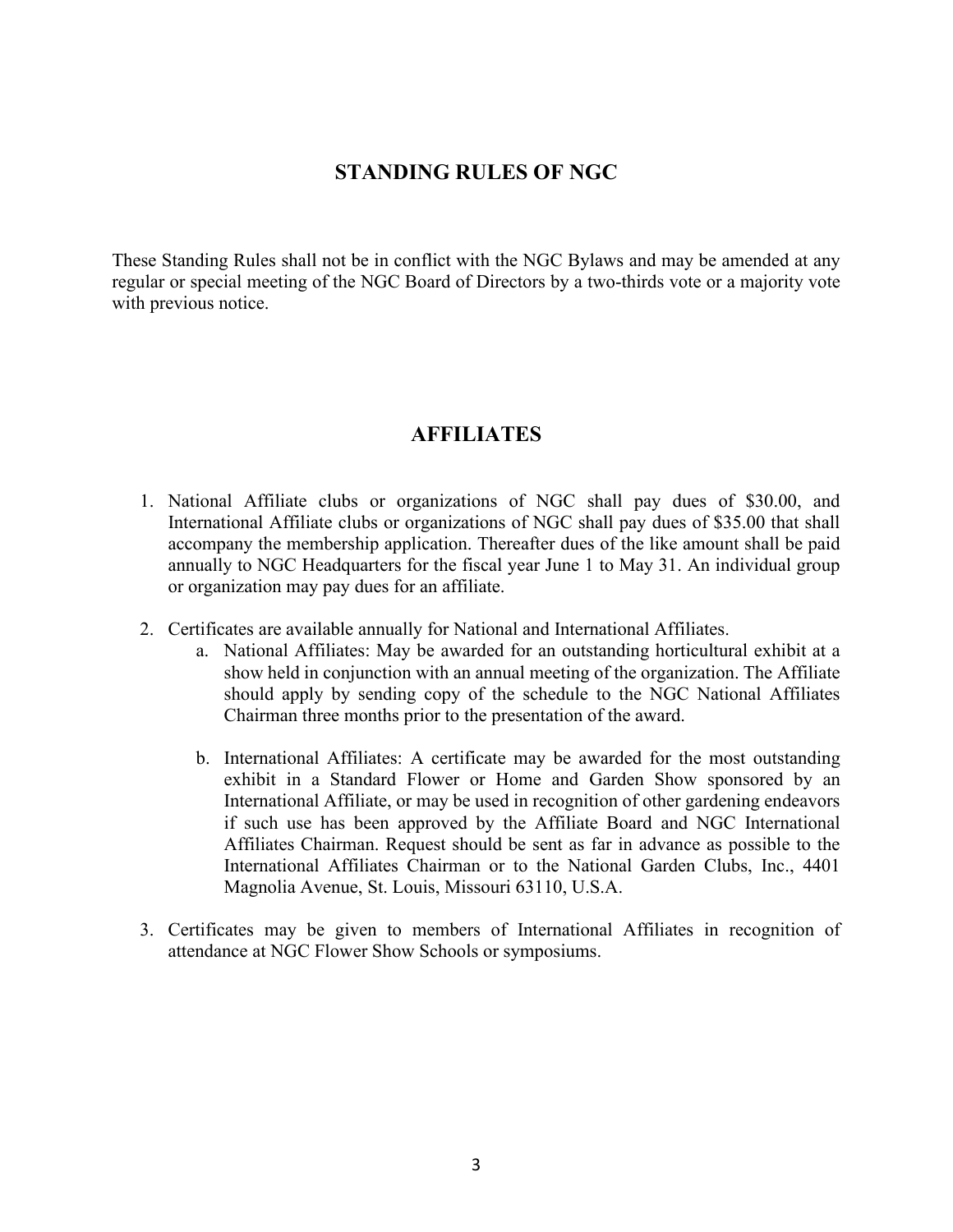## STANDING RULES OF NGC

These Standing Rules shall not be in conflict with the NGC Bylaws and may be amended at any regular or special meeting of the NGC Board of Directors by a two-thirds vote or a majority vote with previous notice.

## AFFILIATES

1. National Affiliate clubs or organizations of NGC shall pay dues of $30.00, and International Affiliate clubs or organizations of NGC shall pay dues of $35.00 that shall accompany the membership application. Thereafter dues of the like amount shall be paid annually to NGC Headquarters for the fiscal year June 1 to May 31. An individual group or organization may pay dues for an affiliate.

2. Certificates are available annually for National and International Affiliates.
   a. National Affiliates: May be awarded for an outstanding horticultural exhibit at a show held in conjunction with an annual meeting of the organization. The Affiliate should apply by sending copy of the schedule to the NGC National Affiliates Chairman three months prior to the presentation of the award.

   b. International Affiliates: A certificate may be awarded for the most outstanding exhibit in a Standard Flower or Home and Garden Show sponsored by an International Affiliate, or may be used in recognition of other gardening endeavors if such use has been approved by the Affiliate Board and NGC International Affiliates Chairman. Request should be sent as far in advance as possible to the International Affiliates Chairman or to the National Garden Clubs, Inc., 4401 Magnolia Avenue, St. Louis, Missouri 63110, U.S.A.

3. Certificates may be given to members of International Affiliates in recognition of attendance at NGC Flower Show Schools or symposiums.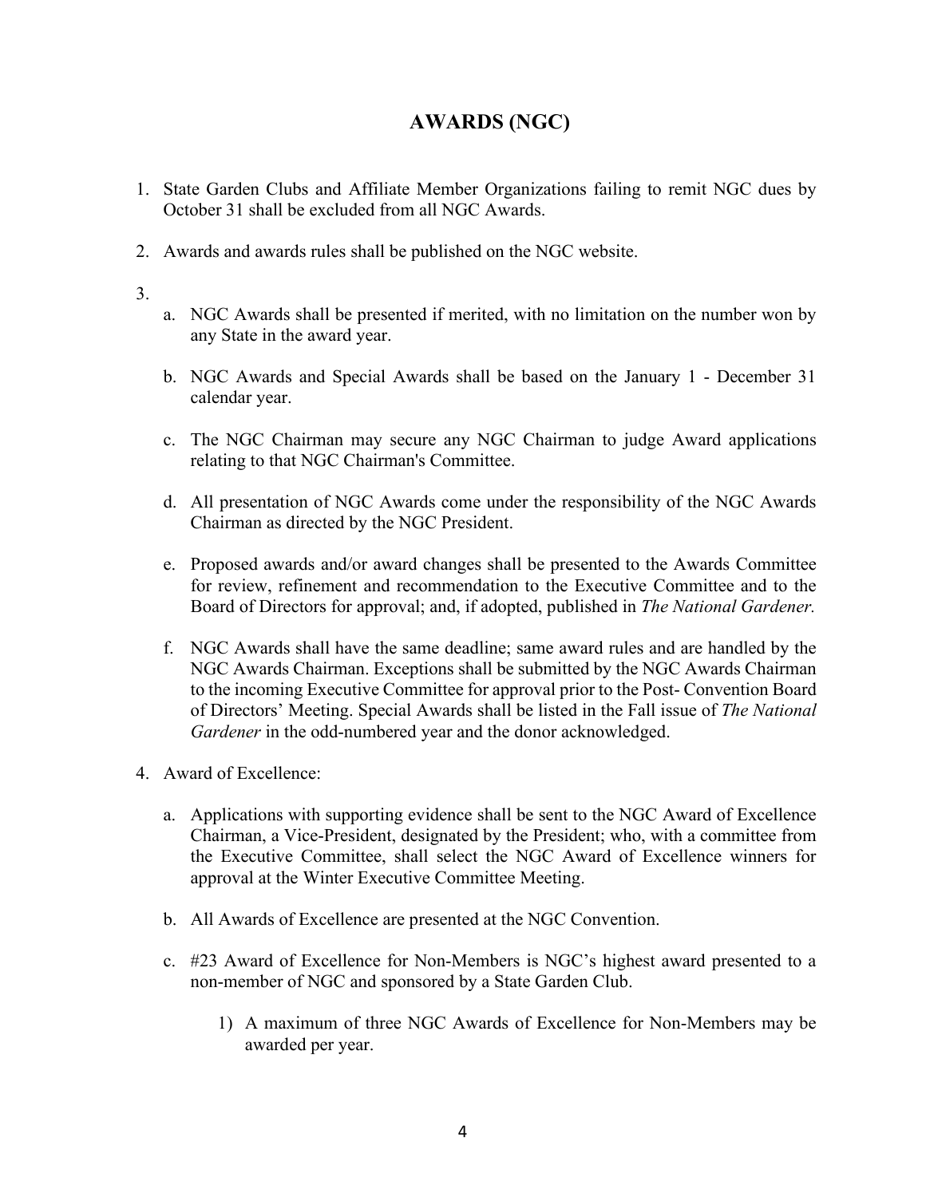# AWARDS (NGC)

1. State Garden Clubs and Affiliate Member Organizations failing to remit NGC dues by October 31 shall be excluded from all NGC Awards.

2. Awards and awards rules shall be published on the NGC website.

3. 
    a. NGC Awards shall be presented if merited, with no limitation on the number won by any State in the award year.

    b. NGC Awards and Special Awards shall be based on the January 1 - December 31 calendar year.

    c. The NGC Chairman may secure any NGC Chairman to judge Award applications relating to that NGC Chairman's Committee.

    d. All presentation of NGC Awards come under the responsibility of the NGC Awards Chairman as directed by the NGC President.

    e. Proposed awards and/or award changes shall be presented to the Awards Committee for review, refinement and recommendation to the Executive Committee and to the Board of Directors for approval; and, if adopted, published in *The National Gardener.*

    f. NGC Awards shall have the same deadline; same award rules and are handled by the NGC Awards Chairman. Exceptions shall be submitted by the NGC Awards Chairman to the incoming Executive Committee for approval prior to the Post- Convention Board of Directors' Meeting. Special Awards shall be listed in the Fall issue of *The National Gardener* in the odd-numbered year and the donor acknowledged.

4. Award of Excellence:

    a. Applications with supporting evidence shall be sent to the NGC Award of Excellence Chairman, a Vice-President, designated by the President; who, with a committee from the Executive Committee, shall select the NGC Award of Excellence winners for approval at the Winter Executive Committee Meeting.

    b. All Awards of Excellence are presented at the NGC Convention.

    c. #23 Award of Excellence for Non-Members is NGC's highest award presented to a non-member of NGC and sponsored by a State Garden Club.

        1) A maximum of three NGC Awards of Excellence for Non-Members may be awarded per year.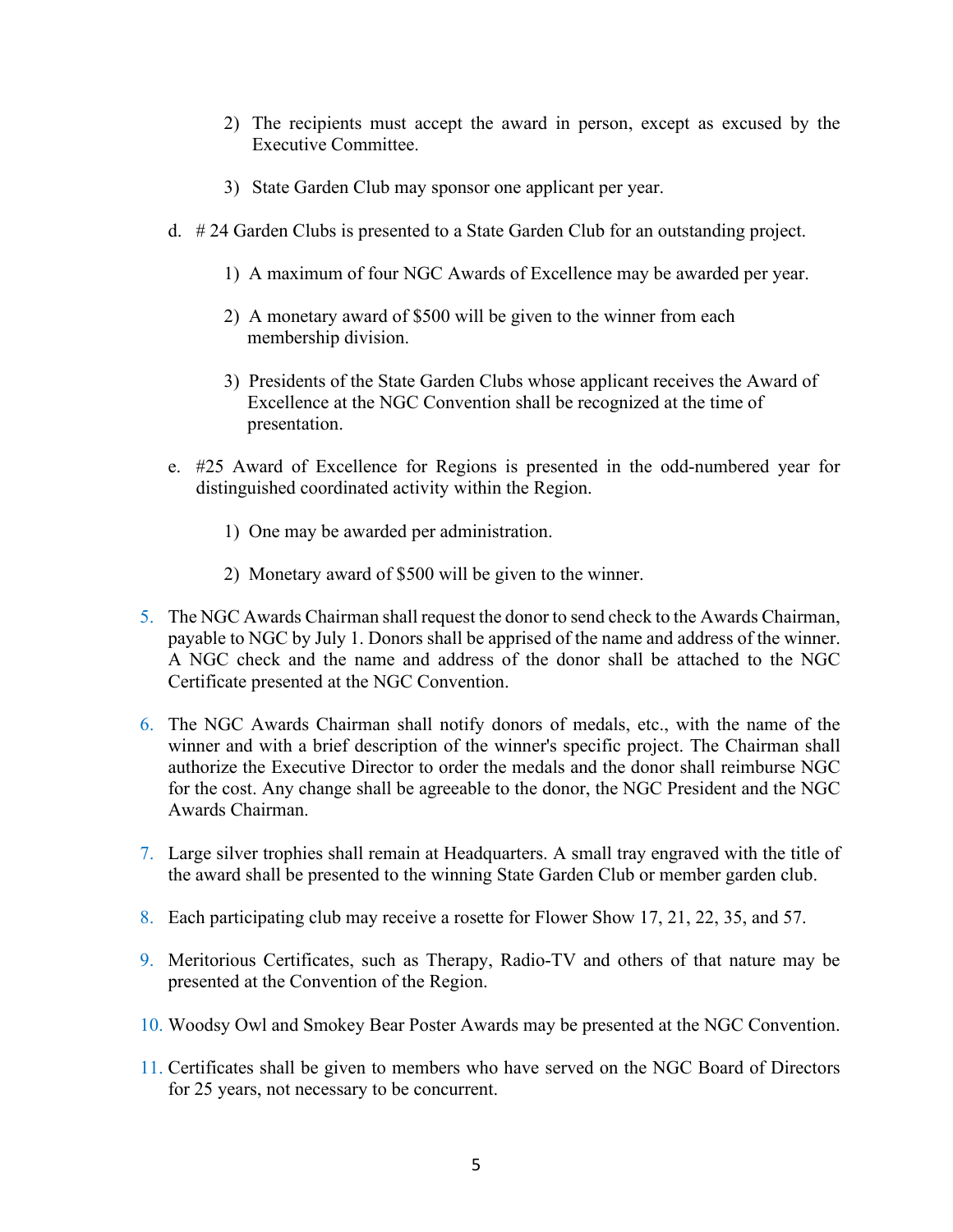2) The recipients must accept the award in person, except as excused by the Executive Committee.

3) State Garden Club may sponsor one applicant per year.

d. # 24 Garden Clubs is presented to a State Garden Club for an outstanding project.

   1) A maximum of four NGC Awards of Excellence may be awarded per year.

   2) A monetary award of $500 will be given to the winner from each membership division.

   3) Presidents of the State Garden Clubs whose applicant receives the Award of Excellence at the NGC Convention shall be recognized at the time of presentation.

e. #25 Award of Excellence for Regions is presented in the odd-numbered year for distinguished coordinated activity within the Region.

   1) One may be awarded per administration.

   2) Monetary award of $500 will be given to the winner.

5. The NGC Awards Chairman shall request the donor to send check to the Awards Chairman, payable to NGC by July 1. Donors shall be apprised of the name and address of the winner. A NGC check and the name and address of the donor shall be attached to the NGC Certificate presented at the NGC Convention.

6. The NGC Awards Chairman shall notify donors of medals, etc., with the name of the winner and with a brief description of the winner's specific project. The Chairman shall authorize the Executive Director to order the medals and the donor shall reimburse NGC for the cost. Any change shall be agreeable to the donor, the NGC President and the NGC Awards Chairman.

7. Large silver trophies shall remain at Headquarters. A small tray engraved with the title of the award shall be presented to the winning State Garden Club or member garden club.

8. Each participating club may receive a rosette for Flower Show 17, 21, 22, 35, and 57.

9. Meritorious Certificates, such as Therapy, Radio-TV and others of that nature may be presented at the Convention of the Region.

10. Woodsy Owl and Smokey Bear Poster Awards may be presented at the NGC Convention.

11. Certificates shall be given to members who have served on the NGC Board of Directors for 25 years, not necessary to be concurrent.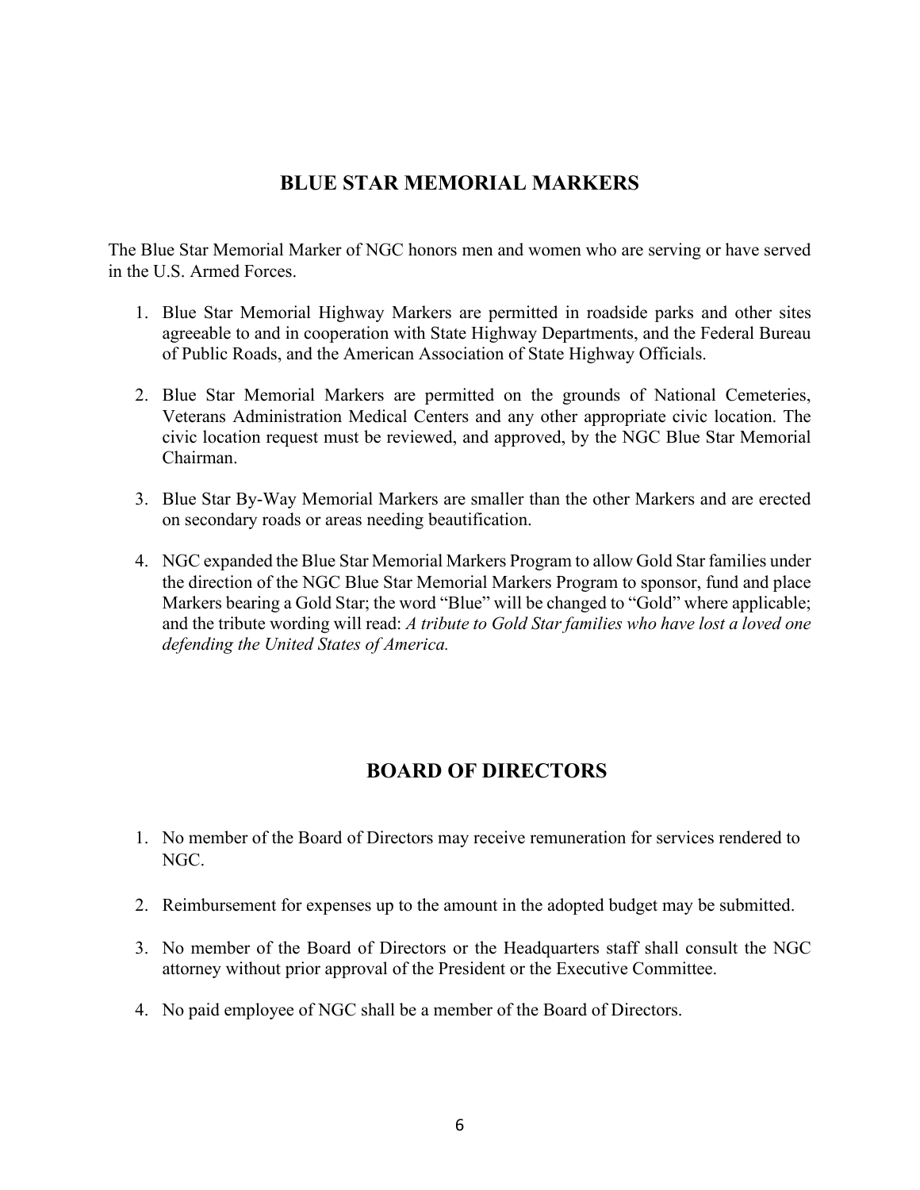## BLUE STAR MEMORIAL MARKERS

The Blue Star Memorial Marker of NGC honors men and women who are serving or have served in the U.S. Armed Forces.

1. Blue Star Memorial Highway Markers are permitted in roadside parks and other sites agreeable to and in cooperation with State Highway Departments, and the Federal Bureau of Public Roads, and the American Association of State Highway Officials.

2. Blue Star Memorial Markers are permitted on the grounds of National Cemeteries, Veterans Administration Medical Centers and any other appropriate civic location. The civic location request must be reviewed, and approved, by the NGC Blue Star Memorial Chairman.

3. Blue Star By-Way Memorial Markers are smaller than the other Markers and are erected on secondary roads or areas needing beautification.

4. NGC expanded the Blue Star Memorial Markers Program to allow Gold Star families under the direction of the NGC Blue Star Memorial Markers Program to sponsor, fund and place Markers bearing a Gold Star; the word "Blue" will be changed to "Gold" where applicable; and the tribute wording will read: *A tribute to Gold Star families who have lost a loved one defending the United States of America.*

## BOARD OF DIRECTORS

1. No member of the Board of Directors may receive remuneration for services rendered to NGC.

2. Reimbursement for expenses up to the amount in the adopted budget may be submitted.

3. No member of the Board of Directors or the Headquarters staff shall consult the NGC attorney without prior approval of the President or the Executive Committee.

4. No paid employee of NGC shall be a member of the Board of Directors.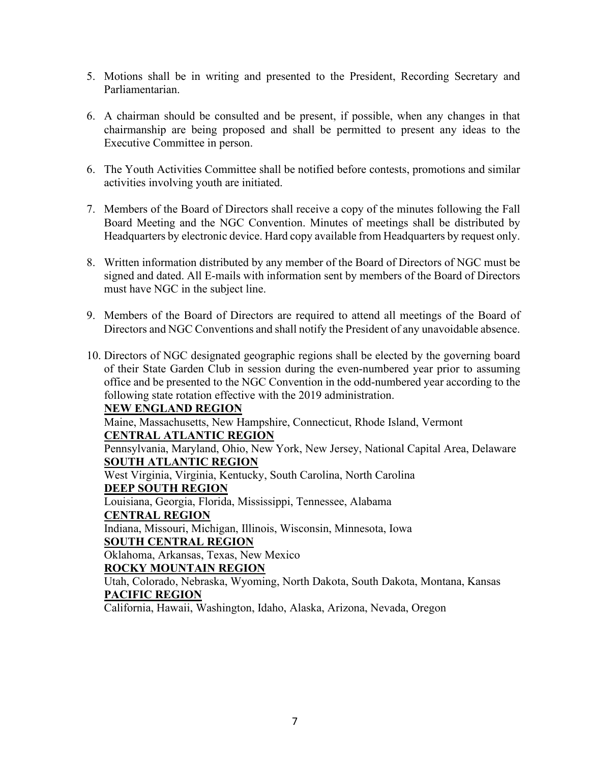5. Motions shall be in writing and presented to the President, Recording Secretary and Parliamentarian.

6. A chairman should be consulted and be present, if possible, when any changes in that chairmanship are being proposed and shall be permitted to present any ideas to the Executive Committee in person.

6. The Youth Activities Committee shall be notified before contests, promotions and similar activities involving youth are initiated.

7. Members of the Board of Directors shall receive a copy of the minutes following the Fall Board Meeting and the NGC Convention. Minutes of meetings shall be distributed by Headquarters by electronic device. Hard copy available from Headquarters by request only.

8. Written information distributed by any member of the Board of Directors of NGC must be signed and dated. All E-mails with information sent by members of the Board of Directors must have NGC in the subject line.

9. Members of the Board of Directors are required to attend all meetings of the Board of Directors and NGC Conventions and shall notify the President of any unavoidable absence.

10. Directors of NGC designated geographic regions shall be elected by the governing board of their State Garden Club in session during the even-numbered year prior to assuming office and be presented to the NGC Convention in the odd-numbered year according to the following state rotation effective with the 2019 administration.

    **NEW ENGLAND REGION**
    Maine, Massachusetts, New Hampshire, Connecticut, Rhode Island, Vermont

    **CENTRAL ATLANTIC REGION**
    Pennsylvania, Maryland, Ohio, New York, New Jersey, National Capital Area, Delaware

    **SOUTH ATLANTIC REGION**
    West Virginia, Virginia, Kentucky, South Carolina, North Carolina

    **DEEP SOUTH REGION**
    Louisiana, Georgia, Florida, Mississippi, Tennessee, Alabama

    **CENTRAL REGION**
    Indiana, Missouri, Michigan, Illinois, Wisconsin, Minnesota, Iowa

    **SOUTH CENTRAL REGION**
    Oklahoma, Arkansas, Texas, New Mexico

    **ROCKY MOUNTAIN REGION**
    Utah, Colorado, Nebraska, Wyoming, North Dakota, South Dakota, Montana, Kansas

    **PACIFIC REGION**
    California, Hawaii, Washington, Idaho, Alaska, Arizona, Nevada, Oregon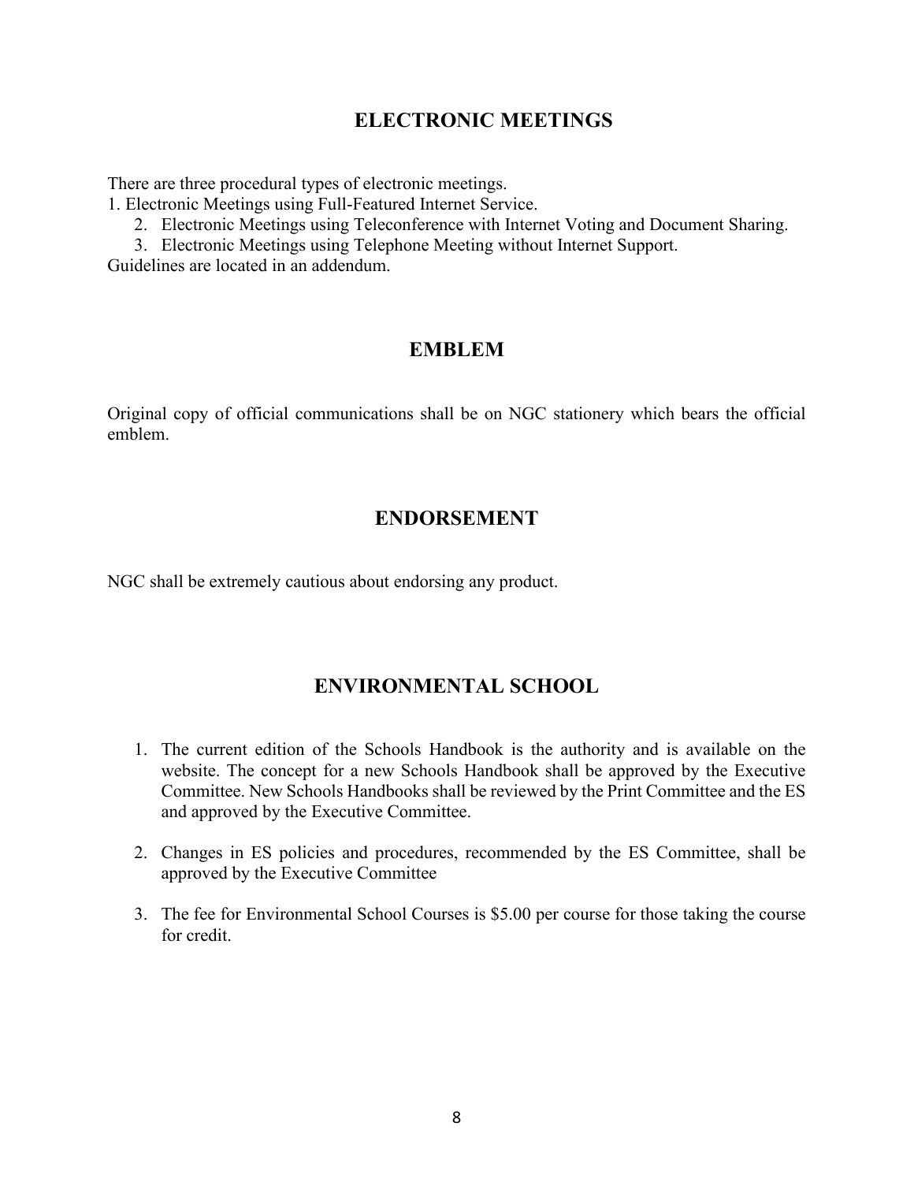## ELECTRONIC MEETINGS

There are three procedural types of electronic meetings.

1. Electronic Meetings using Full-Featured Internet Service.
2. Electronic Meetings using Teleconference with Internet Voting and Document Sharing.
3. Electronic Meetings using Telephone Meeting without Internet Support.

Guidelines are located in an addendum.

## EMBLEM

Original copy of official communications shall be on NGC stationery which bears the official emblem.

## ENDORSEMENT

NGC shall be extremely cautious about endorsing any product.

## ENVIRONMENTAL SCHOOL

1. The current edition of the Schools Handbook is the authority and is available on the website. The concept for a new Schools Handbook shall be approved by the Executive Committee. New Schools Handbooks shall be reviewed by the Print Committee and the ES and approved by the Executive Committee.

2. Changes in ES policies and procedures, recommended by the ES Committee, shall be approved by the Executive Committee

3. The fee for Environmental School Courses is $5.00 per course for those taking the course for credit.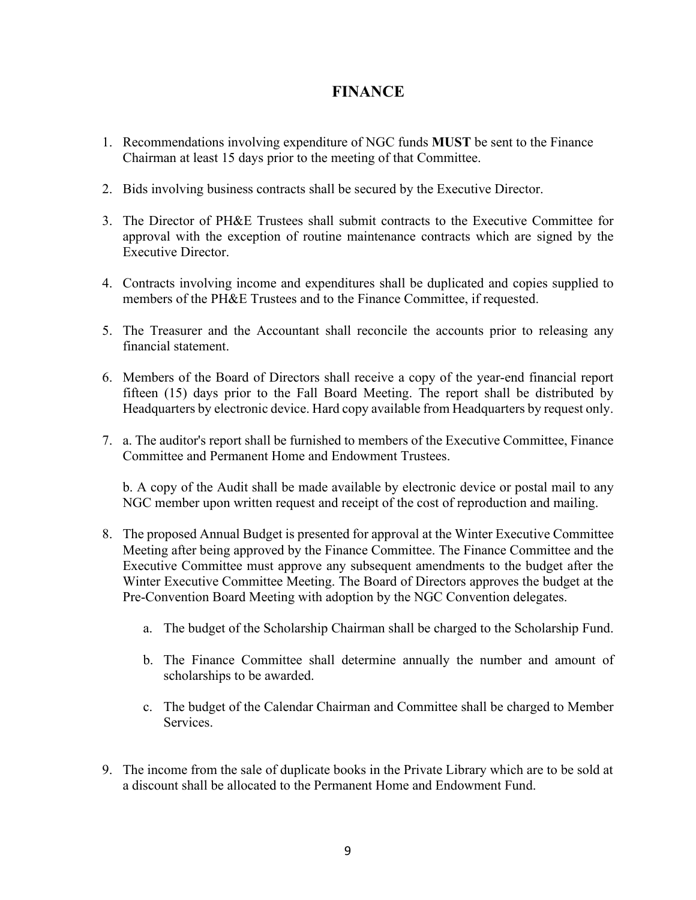# FINANCE

1. Recommendations involving expenditure of NGC funds **MUST** be sent to the Finance Chairman at least 15 days prior to the meeting of that Committee.

2. Bids involving business contracts shall be secured by the Executive Director.

3. The Director of PH&E Trustees shall submit contracts to the Executive Committee for approval with the exception of routine maintenance contracts which are signed by the Executive Director.

4. Contracts involving income and expenditures shall be duplicated and copies supplied to members of the PH&E Trustees and to the Finance Committee, if requested.

5. The Treasurer and the Accountant shall reconcile the accounts prior to releasing any financial statement.

6. Members of the Board of Directors shall receive a copy of the year-end financial report fifteen (15) days prior to the Fall Board Meeting. The report shall be distributed by Headquarters by electronic device. Hard copy available from Headquarters by request only.

7. a. The auditor's report shall be furnished to members of the Executive Committee, Finance Committee and Permanent Home and Endowment Trustees.

   b. A copy of the Audit shall be made available by electronic device or postal mail to any NGC member upon written request and receipt of the cost of reproduction and mailing.

8. The proposed Annual Budget is presented for approval at the Winter Executive Committee Meeting after being approved by the Finance Committee. The Finance Committee and the Executive Committee must approve any subsequent amendments to the budget after the Winter Executive Committee Meeting. The Board of Directors approves the budget at the Pre-Convention Board Meeting with adoption by the NGC Convention delegates.

   a. The budget of the Scholarship Chairman shall be charged to the Scholarship Fund.

   b. The Finance Committee shall determine annually the number and amount of scholarships to be awarded.

   c. The budget of the Calendar Chairman and Committee shall be charged to Member Services.

9. The income from the sale of duplicate books in the Private Library which are to be sold at a discount shall be allocated to the Permanent Home and Endowment Fund.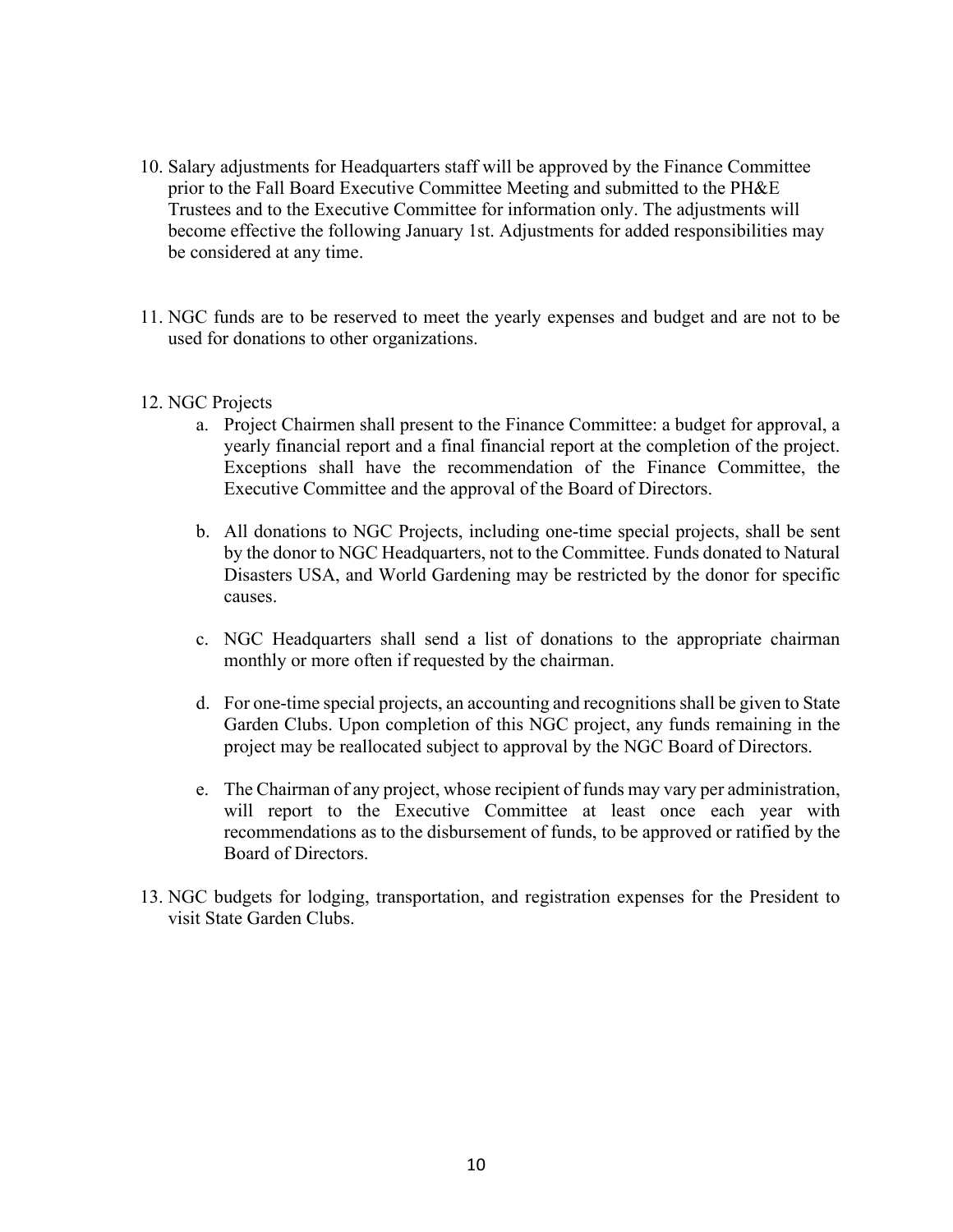10. Salary adjustments for Headquarters staff will be approved by the Finance Committee prior to the Fall Board Executive Committee Meeting and submitted to the PH&E Trustees and to the Executive Committee for information only. The adjustments will become effective the following January 1st. Adjustments for added responsibilities may be considered at any time.

11. NGC funds are to be reserved to meet the yearly expenses and budget and are not to be used for donations to other organizations.

12. NGC Projects
    a. Project Chairmen shall present to the Finance Committee: a budget for approval, a yearly financial report and a final financial report at the completion of the project. Exceptions shall have the recommendation of the Finance Committee, the Executive Committee and the approval of the Board of Directors.

    b. All donations to NGC Projects, including one-time special projects, shall be sent by the donor to NGC Headquarters, not to the Committee. Funds donated to Natural Disasters USA, and World Gardening may be restricted by the donor for specific causes.

    c. NGC Headquarters shall send a list of donations to the appropriate chairman monthly or more often if requested by the chairman.

    d. For one-time special projects, an accounting and recognitions shall be given to State Garden Clubs. Upon completion of this NGC project, any funds remaining in the project may be reallocated subject to approval by the NGC Board of Directors.

    e. The Chairman of any project, whose recipient of funds may vary per administration, will report to the Executive Committee at least once each year with recommendations as to the disbursement of funds, to be approved or ratified by the Board of Directors.

13. NGC budgets for lodging, transportation, and registration expenses for the President to visit State Garden Clubs.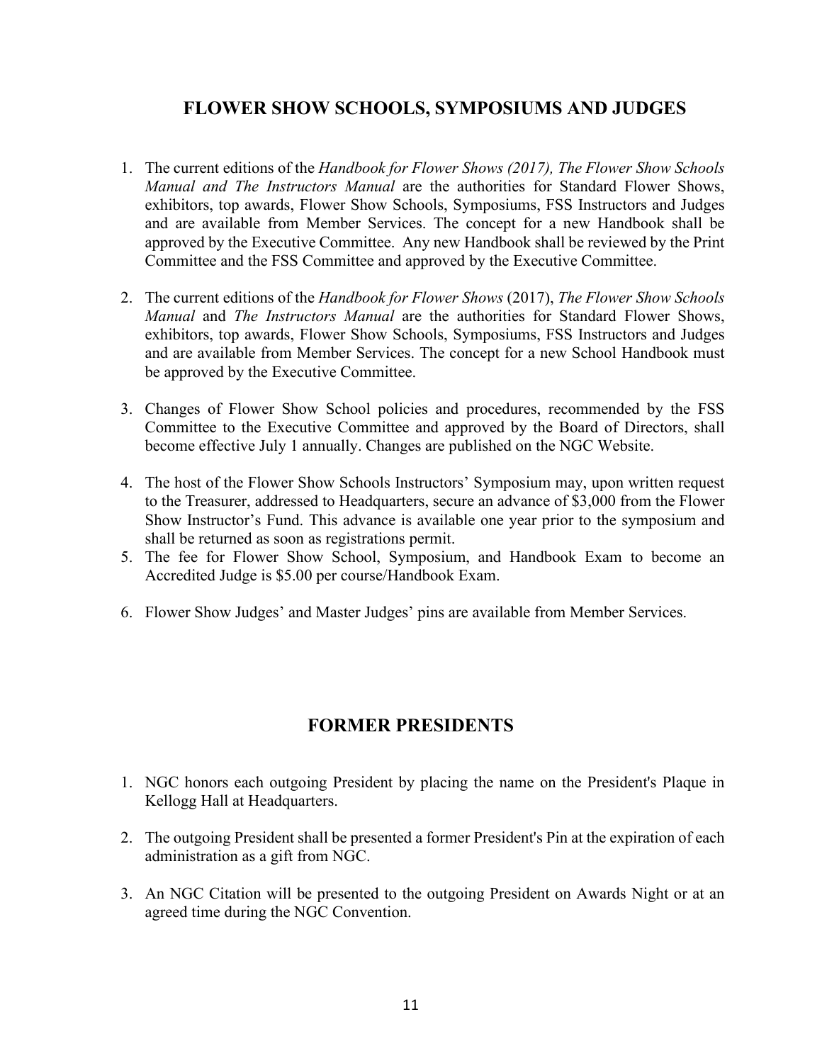## FLOWER SHOW SCHOOLS, SYMPOSIUMS AND JUDGES

1. The current editions of the *Handbook for Flower Shows (2017), The Flower Show Schools Manual and The Instructors Manual* are the authorities for Standard Flower Shows, exhibitors, top awards, Flower Show Schools, Symposiums, FSS Instructors and Judges and are available from Member Services. The concept for a new Handbook shall be approved by the Executive Committee. Any new Handbook shall be reviewed by the Print Committee and the FSS Committee and approved by the Executive Committee.

2. The current editions of the *Handbook for Flower Shows* (2017), *The Flower Show Schools Manual* and *The Instructors Manual* are the authorities for Standard Flower Shows, exhibitors, top awards, Flower Show Schools, Symposiums, FSS Instructors and Judges and are available from Member Services. The concept for a new School Handbook must be approved by the Executive Committee.

3. Changes of Flower Show School policies and procedures, recommended by the FSS Committee to the Executive Committee and approved by the Board of Directors, shall become effective July 1 annually. Changes are published on the NGC Website.

4. The host of the Flower Show Schools Instructors' Symposium may, upon written request to the Treasurer, addressed to Headquarters, secure an advance of $3,000 from the Flower Show Instructor's Fund. This advance is available one year prior to the symposium and shall be returned as soon as registrations permit.
5. The fee for Flower Show School, Symposium, and Handbook Exam to become an Accredited Judge is $5.00 per course/Handbook Exam.

6. Flower Show Judges' and Master Judges' pins are available from Member Services.

## FORMER PRESIDENTS

1. NGC honors each outgoing President by placing the name on the President's Plaque in Kellogg Hall at Headquarters.

2. The outgoing President shall be presented a former President's Pin at the expiration of each administration as a gift from NGC.

3. An NGC Citation will be presented to the outgoing President on Awards Night or at an agreed time during the NGC Convention.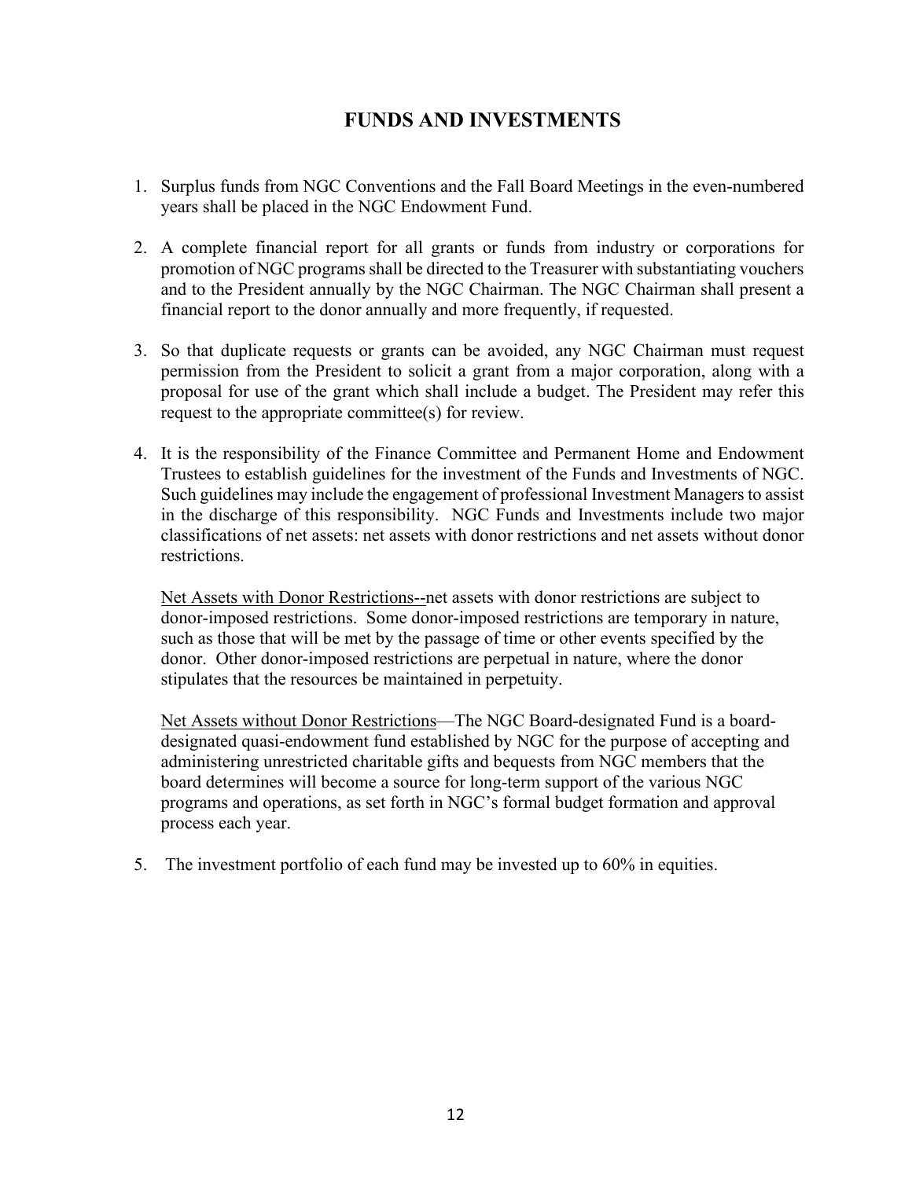# FUNDS AND INVESTMENTS

1. Surplus funds from NGC Conventions and the Fall Board Meetings in the even-numbered years shall be placed in the NGC Endowment Fund.

2. A complete financial report for all grants or funds from industry or corporations for promotion of NGC programs shall be directed to the Treasurer with substantiating vouchers and to the President annually by the NGC Chairman. The NGC Chairman shall present a financial report to the donor annually and more frequently, if requested.

3. So that duplicate requests or grants can be avoided, any NGC Chairman must request permission from the President to solicit a grant from a major corporation, along with a proposal for use of the grant which shall include a budget. The President may refer this request to the appropriate committee(s) for review.

4. It is the responsibility of the Finance Committee and Permanent Home and Endowment Trustees to establish guidelines for the investment of the Funds and Investments of NGC. Such guidelines may include the engagement of professional Investment Managers to assist in the discharge of this responsibility. NGC Funds and Investments include two major classifications of net assets: net assets with donor restrictions and net assets without donor restrictions.

   <u>Net Assets with Donor Restrictions--</u>net assets with donor restrictions are subject to donor-imposed restrictions. Some donor-imposed restrictions are temporary in nature, such as those that will be met by the passage of time or other events specified by the donor. Other donor-imposed restrictions are perpetual in nature, where the donor stipulates that the resources be maintained in perpetuity.

   <u>Net Assets without Donor Restrictions</u>—The NGC Board-designated Fund is a board-designated quasi-endowment fund established by NGC for the purpose of accepting and administering unrestricted charitable gifts and bequests from NGC members that the board determines will become a source for long-term support of the various NGC programs and operations, as set forth in NGC's formal budget formation and approval process each year.

5. The investment portfolio of each fund may be invested up to 60% in equities.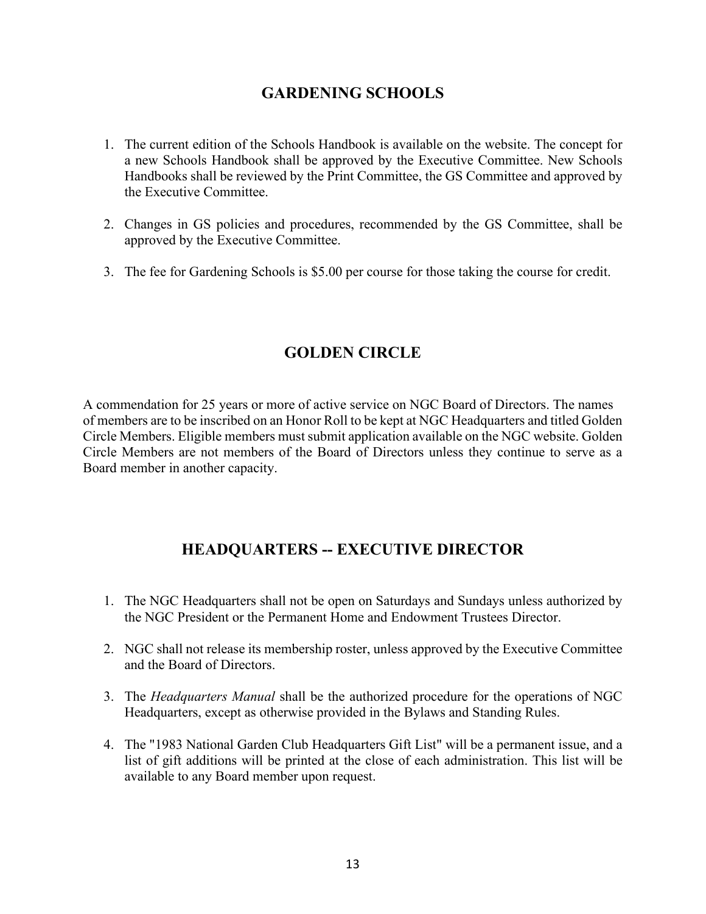## GARDENING SCHOOLS

1. The current edition of the Schools Handbook is available on the website. The concept for a new Schools Handbook shall be approved by the Executive Committee. New Schools Handbooks shall be reviewed by the Print Committee, the GS Committee and approved by the Executive Committee.

2. Changes in GS policies and procedures, recommended by the GS Committee, shall be approved by the Executive Committee.

3. The fee for Gardening Schools is $5.00 per course for those taking the course for credit.

## GOLDEN CIRCLE

A commendation for 25 years or more of active service on NGC Board of Directors. The names of members are to be inscribed on an Honor Roll to be kept at NGC Headquarters and titled Golden Circle Members. Eligible members must submit application available on the NGC website. Golden Circle Members are not members of the Board of Directors unless they continue to serve as a Board member in another capacity.

## HEADQUARTERS -- EXECUTIVE DIRECTOR

1. The NGC Headquarters shall not be open on Saturdays and Sundays unless authorized by the NGC President or the Permanent Home and Endowment Trustees Director.

2. NGC shall not release its membership roster, unless approved by the Executive Committee and the Board of Directors.

3. The *Headquarters Manual* shall be the authorized procedure for the operations of NGC Headquarters, except as otherwise provided in the Bylaws and Standing Rules.

4. The "1983 National Garden Club Headquarters Gift List" will be a permanent issue, and a list of gift additions will be printed at the close of each administration. This list will be available to any Board member upon request.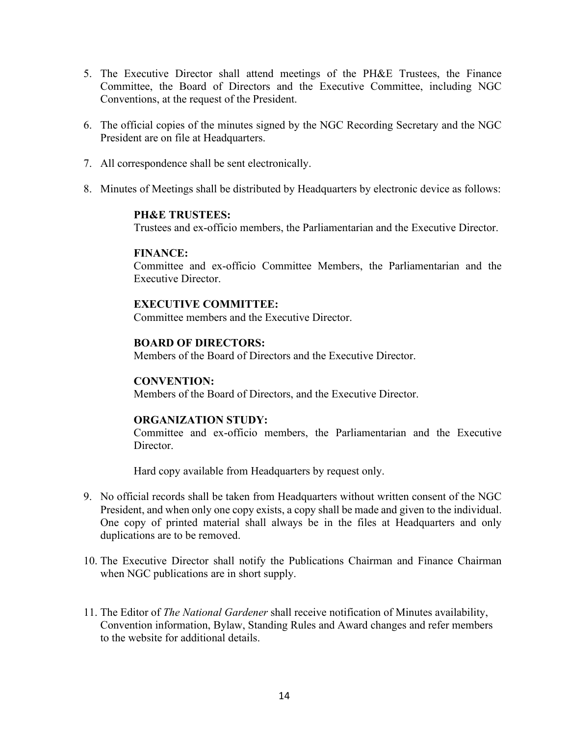5. The Executive Director shall attend meetings of the PH&E Trustees, the Finance Committee, the Board of Directors and the Executive Committee, including NGC Conventions, at the request of the President.

6. The official copies of the minutes signed by the NGC Recording Secretary and the NGC President are on file at Headquarters.

7. All correspondence shall be sent electronically.

8. Minutes of Meetings shall be distributed by Headquarters by electronic device as follows:

   **PH&E TRUSTEES:**
   Trustees and ex-officio members, the Parliamentarian and the Executive Director.

   **FINANCE:**
   Committee and ex-officio Committee Members, the Parliamentarian and the Executive Director.

   **EXECUTIVE COMMITTEE:**
   Committee members and the Executive Director.

   **BOARD OF DIRECTORS:**
   Members of the Board of Directors and the Executive Director.

   **CONVENTION:**
   Members of the Board of Directors, and the Executive Director.

   **ORGANIZATION STUDY:**
   Committee and ex-officio members, the Parliamentarian and the Executive Director.

   Hard copy available from Headquarters by request only.

9. No official records shall be taken from Headquarters without written consent of the NGC President, and when only one copy exists, a copy shall be made and given to the individual. One copy of printed material shall always be in the files at Headquarters and only duplications are to be removed.

10. The Executive Director shall notify the Publications Chairman and Finance Chairman when NGC publications are in short supply.

11. The Editor of *The National Gardener* shall receive notification of Minutes availability, Convention information, Bylaw, Standing Rules and Award changes and refer members to the website for additional details.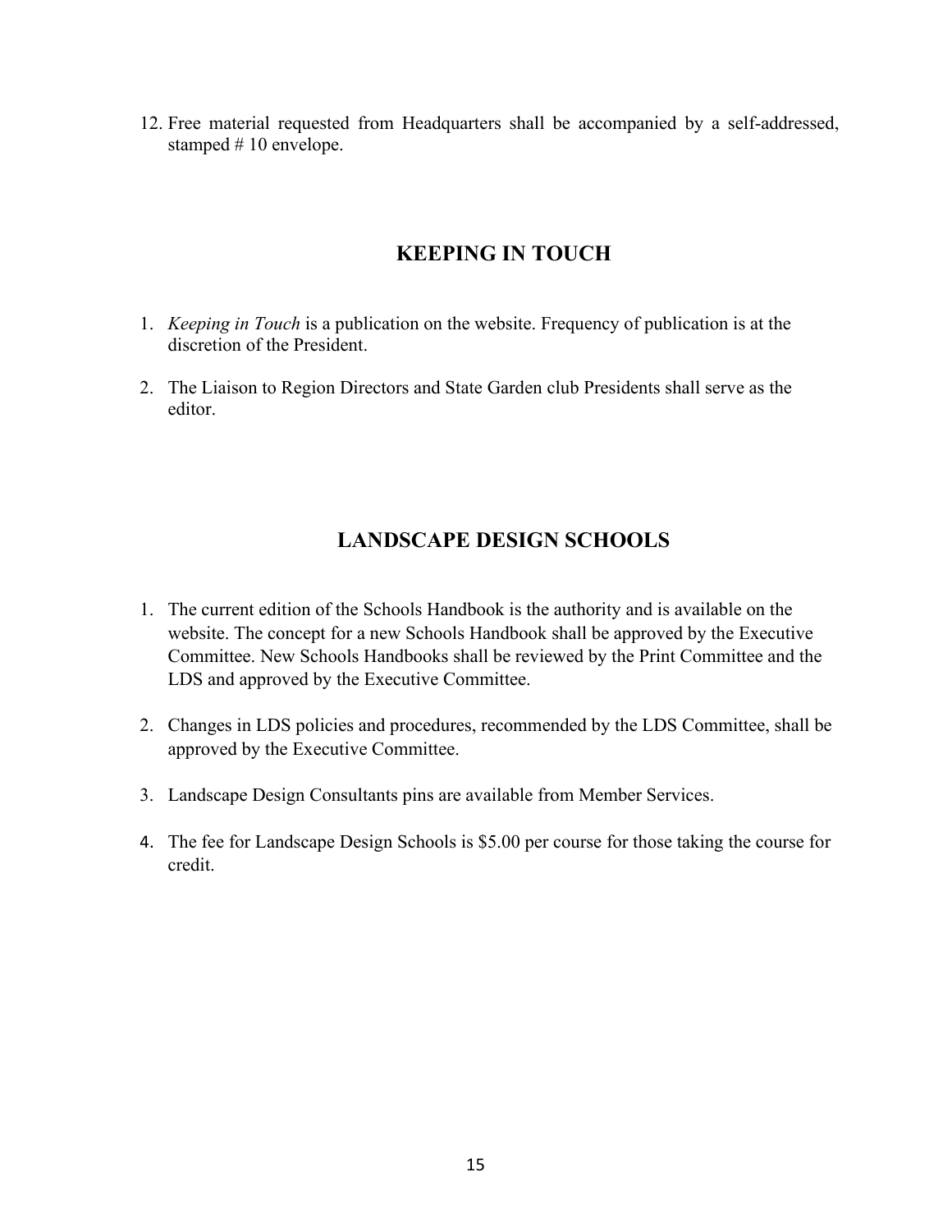12. Free material requested from Headquarters shall be accompanied by a self-addressed, stamped # 10 envelope.

## KEEPING IN TOUCH

1. *Keeping in Touch* is a publication on the website. Frequency of publication is at the discretion of the President.

2. The Liaison to Region Directors and State Garden club Presidents shall serve as the editor.

## LANDSCAPE DESIGN SCHOOLS

1. The current edition of the Schools Handbook is the authority and is available on the website. The concept for a new Schools Handbook shall be approved by the Executive Committee. New Schools Handbooks shall be reviewed by the Print Committee and the LDS and approved by the Executive Committee.

2. Changes in LDS policies and procedures, recommended by the LDS Committee, shall be approved by the Executive Committee.

3. Landscape Design Consultants pins are available from Member Services.

4. The fee for Landscape Design Schools is $5.00 per course for those taking the course for credit.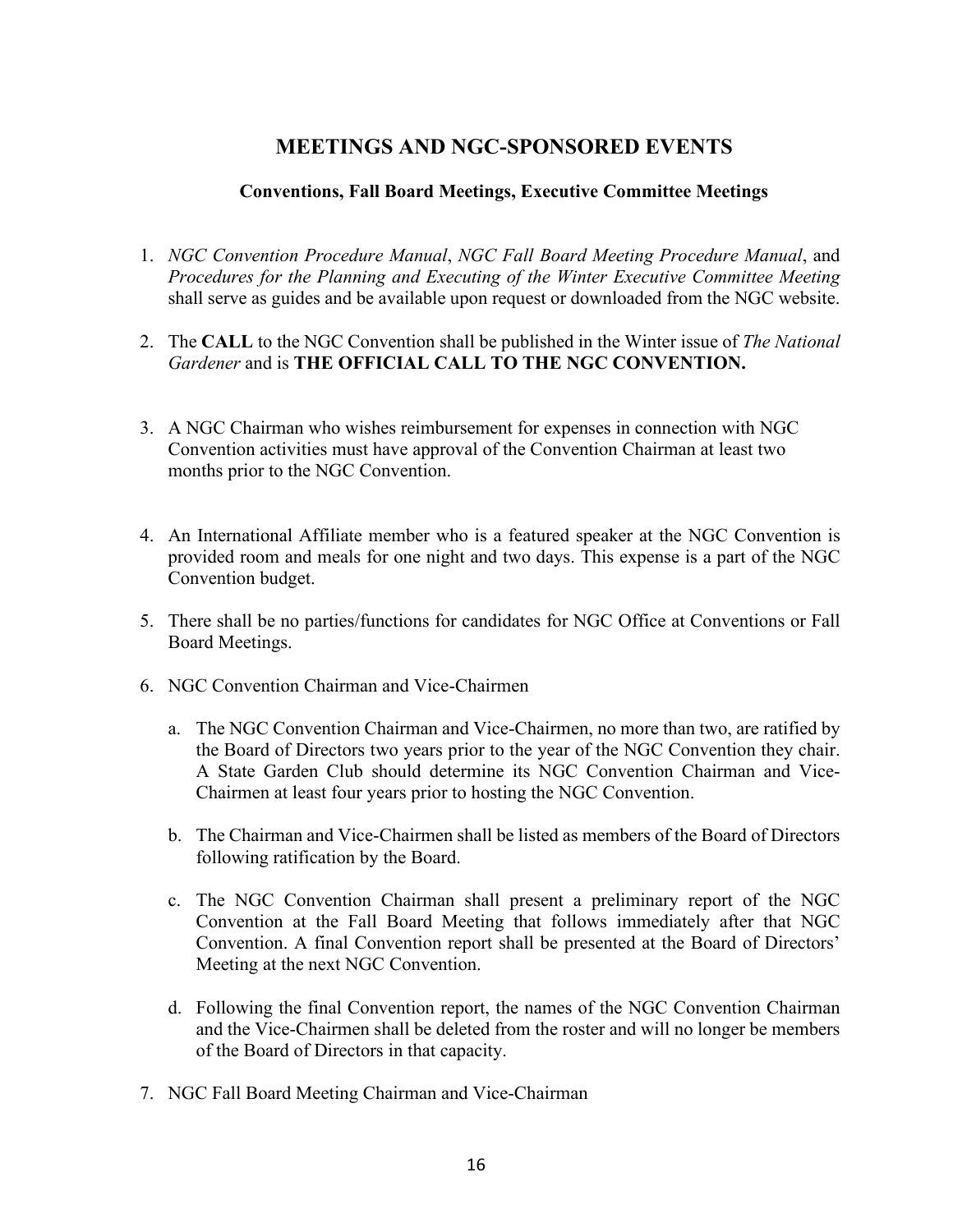# MEETINGS AND NGC-SPONSORED EVENTS

### Conventions, Fall Board Meetings, Executive Committee Meetings

1. *NGC Convention Procedure Manual*, *NGC Fall Board Meeting Procedure Manual*, and *Procedures for the Planning and Executing of the Winter Executive Committee Meeting* shall serve as guides and be available upon request or downloaded from the NGC website.

2. The **CALL** to the NGC Convention shall be published in the Winter issue of *The National Gardener* and is **THE OFFICIAL CALL TO THE NGC CONVENTION.**

3. A NGC Chairman who wishes reimbursement for expenses in connection with NGC Convention activities must have approval of the Convention Chairman at least two months prior to the NGC Convention.

4. An International Affiliate member who is a featured speaker at the NGC Convention is provided room and meals for one night and two days. This expense is a part of the NGC Convention budget.

5. There shall be no parties/functions for candidates for NGC Office at Conventions or Fall Board Meetings.

6. NGC Convention Chairman and Vice-Chairmen

   a. The NGC Convention Chairman and Vice-Chairmen, no more than two, are ratified by the Board of Directors two years prior to the year of the NGC Convention they chair. A State Garden Club should determine its NGC Convention Chairman and Vice-Chairmen at least four years prior to hosting the NGC Convention.

   b. The Chairman and Vice-Chairmen shall be listed as members of the Board of Directors following ratification by the Board.

   c. The NGC Convention Chairman shall present a preliminary report of the NGC Convention at the Fall Board Meeting that follows immediately after that NGC Convention. A final Convention report shall be presented at the Board of Directors' Meeting at the next NGC Convention.

   d. Following the final Convention report, the names of the NGC Convention Chairman and the Vice-Chairmen shall be deleted from the roster and will no longer be members of the Board of Directors in that capacity.

7. NGC Fall Board Meeting Chairman and Vice-Chairman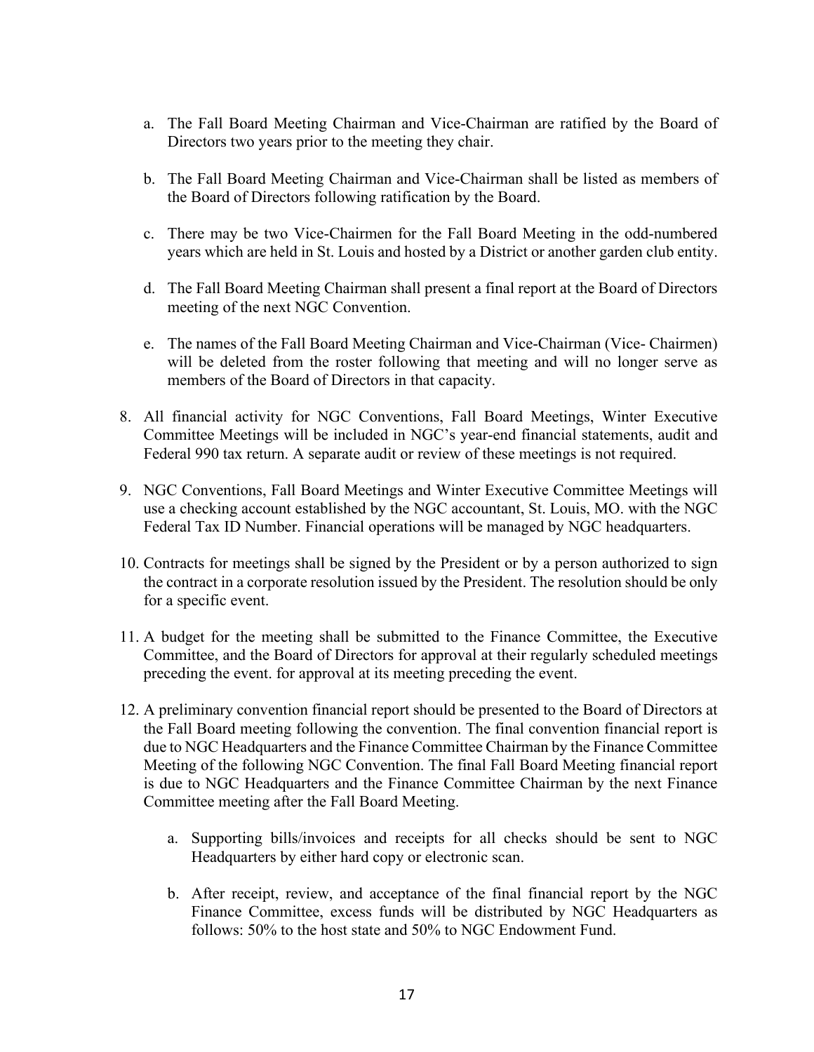a. The Fall Board Meeting Chairman and Vice-Chairman are ratified by the Board of Directors two years prior to the meeting they chair.

   b. The Fall Board Meeting Chairman and Vice-Chairman shall be listed as members of the Board of Directors following ratification by the Board.

   c. There may be two Vice-Chairmen for the Fall Board Meeting in the odd-numbered years which are held in St. Louis and hosted by a District or another garden club entity.

   d. The Fall Board Meeting Chairman shall present a final report at the Board of Directors meeting of the next NGC Convention.

   e. The names of the Fall Board Meeting Chairman and Vice-Chairman (Vice- Chairmen) will be deleted from the roster following that meeting and will no longer serve as members of the Board of Directors in that capacity.

8. All financial activity for NGC Conventions, Fall Board Meetings, Winter Executive Committee Meetings will be included in NGC's year-end financial statements, audit and Federal 990 tax return. A separate audit or review of these meetings is not required.

9. NGC Conventions, Fall Board Meetings and Winter Executive Committee Meetings will use a checking account established by the NGC accountant, St. Louis, MO. with the NGC Federal Tax ID Number. Financial operations will be managed by NGC headquarters.

10. Contracts for meetings shall be signed by the President or by a person authorized to sign the contract in a corporate resolution issued by the President. The resolution should be only for a specific event.

11. A budget for the meeting shall be submitted to the Finance Committee, the Executive Committee, and the Board of Directors for approval at their regularly scheduled meetings preceding the event. for approval at its meeting preceding the event.

12. A preliminary convention financial report should be presented to the Board of Directors at the Fall Board meeting following the convention. The final convention financial report is due to NGC Headquarters and the Finance Committee Chairman by the Finance Committee Meeting of the following NGC Convention. The final Fall Board Meeting financial report is due to NGC Headquarters and the Finance Committee Chairman by the next Finance Committee meeting after the Fall Board Meeting.

    a. Supporting bills/invoices and receipts for all checks should be sent to NGC Headquarters by either hard copy or electronic scan.

    b. After receipt, review, and acceptance of the final financial report by the NGC Finance Committee, excess funds will be distributed by NGC Headquarters as follows: 50% to the host state and 50% to NGC Endowment Fund.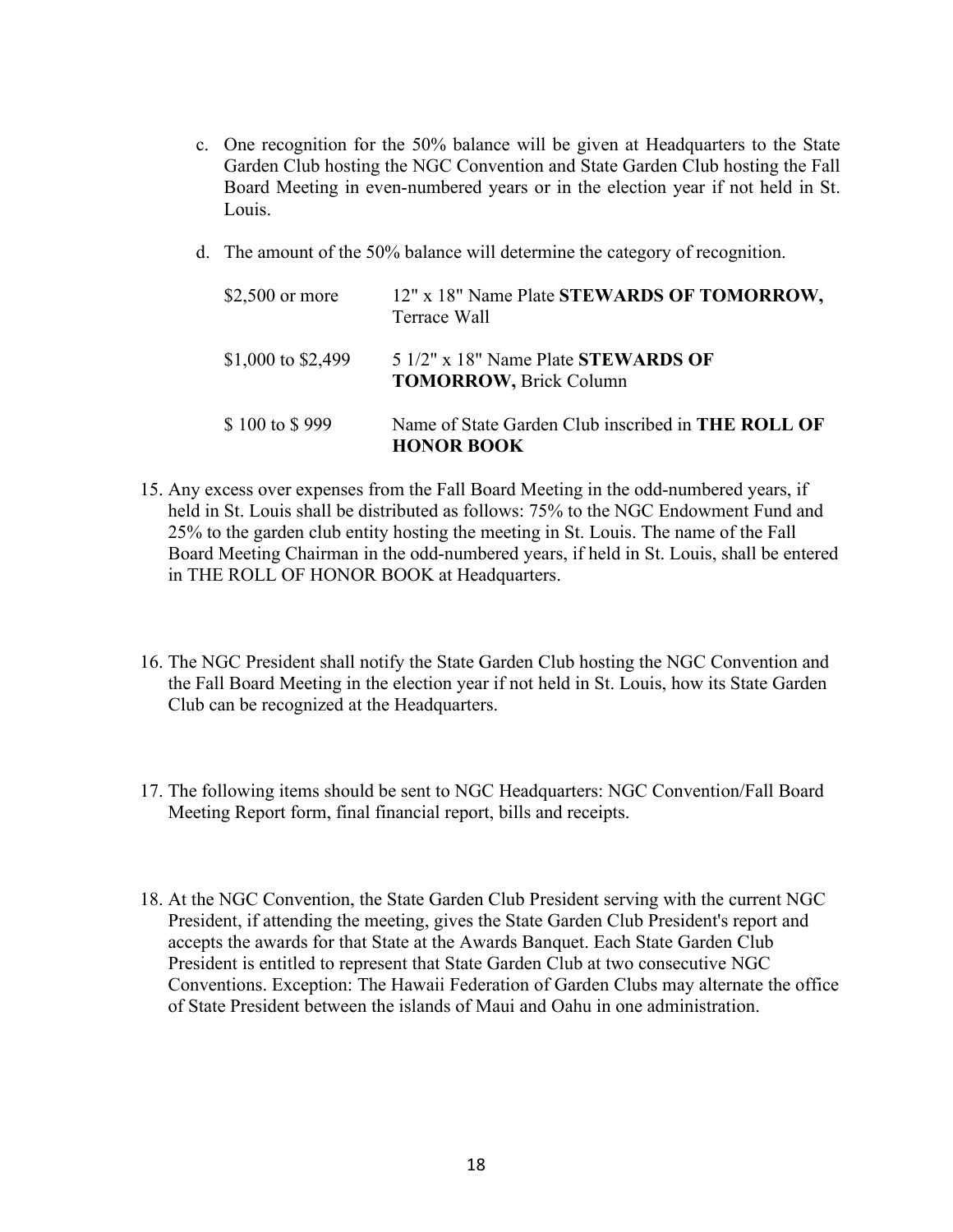c. One recognition for the 50% balance will be given at Headquarters to the State Garden Club hosting the NGC Convention and State Garden Club hosting the Fall Board Meeting in even-numbered years or in the election year if not held in St. Louis.

d. The amount of the 50% balance will determine the category of recognition.

| | |
|---|---|
| $2,500 or more | 12" x 18" Name Plate **STEWARDS OF TOMORROW,** Terrace Wall |
| $1,000 to $2,499 | 5 1/2" x 18" Name Plate **STEWARDS OF TOMORROW,** Brick Column |
| $ 100 to $ 999 | Name of State Garden Club inscribed in **THE ROLL OF HONOR BOOK** |

15. Any excess over expenses from the Fall Board Meeting in the odd-numbered years, if held in St. Louis shall be distributed as follows: 75% to the NGC Endowment Fund and 25% to the garden club entity hosting the meeting in St. Louis. The name of the Fall Board Meeting Chairman in the odd-numbered years, if held in St. Louis, shall be entered in THE ROLL OF HONOR BOOK at Headquarters.

16. The NGC President shall notify the State Garden Club hosting the NGC Convention and the Fall Board Meeting in the election year if not held in St. Louis, how its State Garden Club can be recognized at the Headquarters.

17. The following items should be sent to NGC Headquarters: NGC Convention/Fall Board Meeting Report form, final financial report, bills and receipts.

18. At the NGC Convention, the State Garden Club President serving with the current NGC President, if attending the meeting, gives the State Garden Club President's report and accepts the awards for that State at the Awards Banquet. Each State Garden Club President is entitled to represent that State Garden Club at two consecutive NGC Conventions. Exception: The Hawaii Federation of Garden Clubs may alternate the office of State President between the islands of Maui and Oahu in one administration.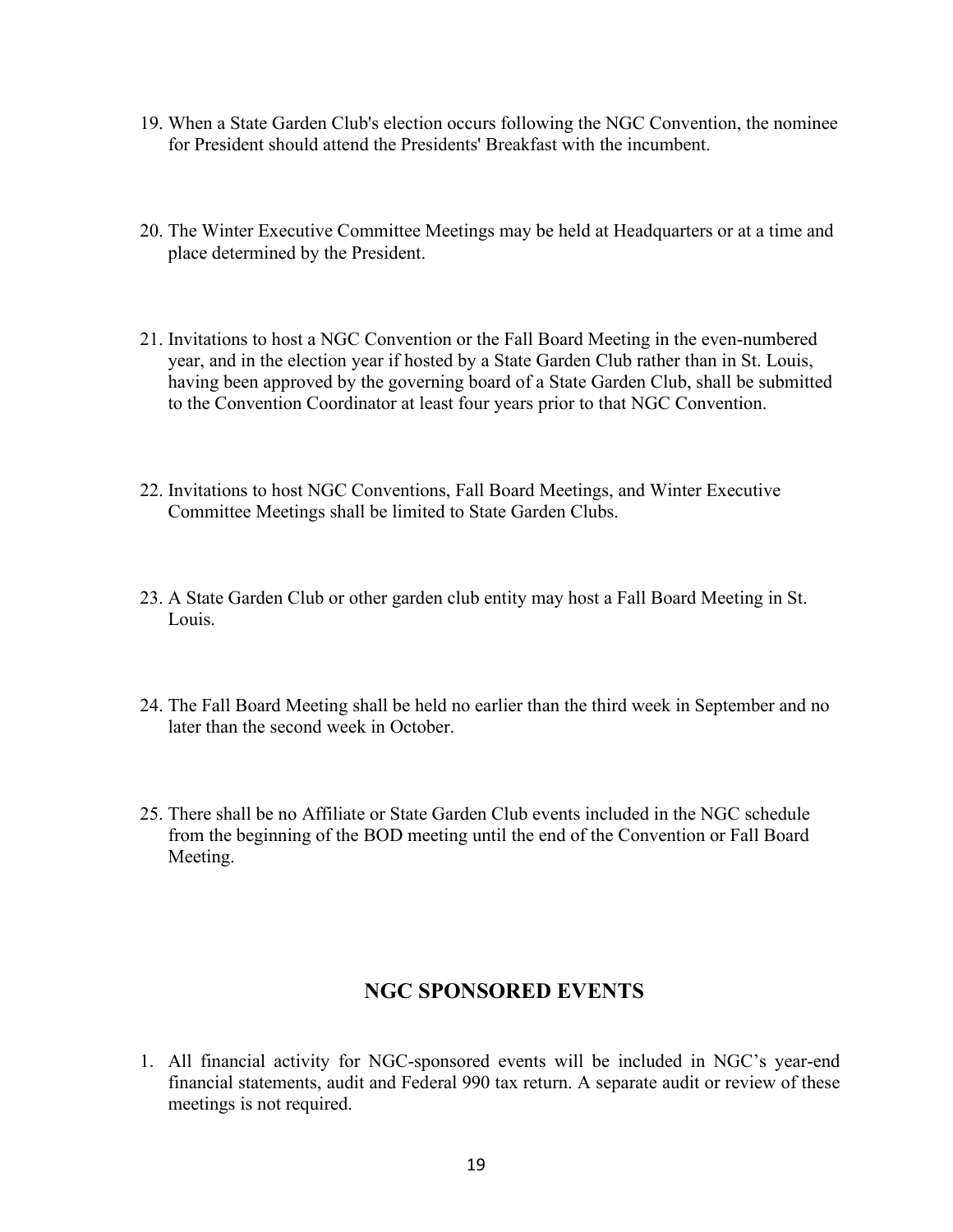19. When a State Garden Club's election occurs following the NGC Convention, the nominee for President should attend the Presidents' Breakfast with the incumbent.

20. The Winter Executive Committee Meetings may be held at Headquarters or at a time and place determined by the President.

21. Invitations to host a NGC Convention or the Fall Board Meeting in the even-numbered year, and in the election year if hosted by a State Garden Club rather than in St. Louis, having been approved by the governing board of a State Garden Club, shall be submitted to the Convention Coordinator at least four years prior to that NGC Convention.

22. Invitations to host NGC Conventions, Fall Board Meetings, and Winter Executive Committee Meetings shall be limited to State Garden Clubs.

23. A State Garden Club or other garden club entity may host a Fall Board Meeting in St. Louis.

24. The Fall Board Meeting shall be held no earlier than the third week in September and no later than the second week in October.

25. There shall be no Affiliate or State Garden Club events included in the NGC schedule from the beginning of the BOD meeting until the end of the Convention or Fall Board Meeting.

## NGC SPONSORED EVENTS

1. All financial activity for NGC-sponsored events will be included in NGC's year-end financial statements, audit and Federal 990 tax return. A separate audit or review of these meetings is not required.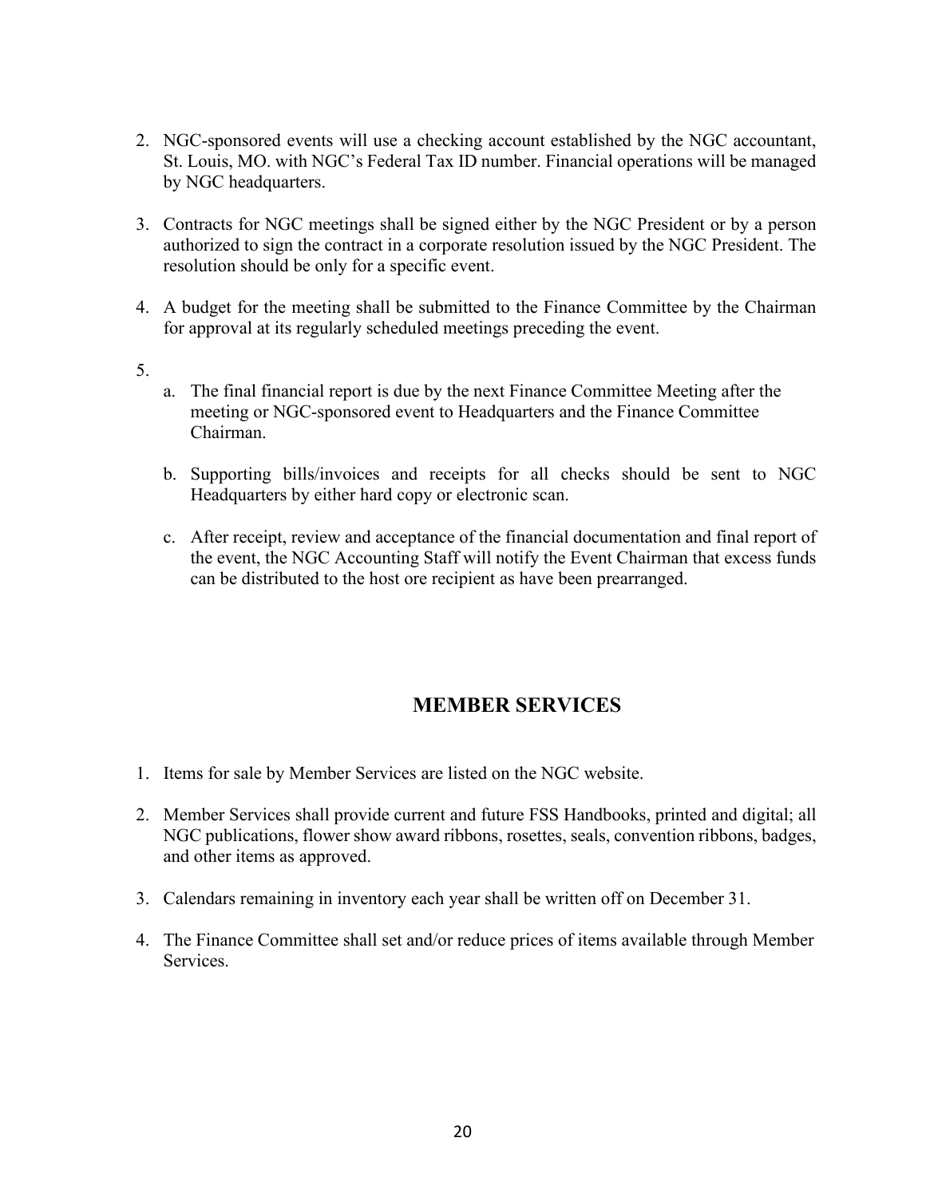2. NGC-sponsored events will use a checking account established by the NGC accountant, St. Louis, MO. with NGC's Federal Tax ID number. Financial operations will be managed by NGC headquarters.

3. Contracts for NGC meetings shall be signed either by the NGC President or by a person authorized to sign the contract in a corporate resolution issued by the NGC President. The resolution should be only for a specific event.

4. A budget for the meeting shall be submitted to the Finance Committee by the Chairman for approval at its regularly scheduled meetings preceding the event.

5. 
   a. The final financial report is due by the next Finance Committee Meeting after the meeting or NGC-sponsored event to Headquarters and the Finance Committee Chairman.

   b. Supporting bills/invoices and receipts for all checks should be sent to NGC Headquarters by either hard copy or electronic scan.

   c. After receipt, review and acceptance of the financial documentation and final report of the event, the NGC Accounting Staff will notify the Event Chairman that excess funds can be distributed to the host ore recipient as have been prearranged.

## MEMBER SERVICES

1. Items for sale by Member Services are listed on the NGC website.

2. Member Services shall provide current and future FSS Handbooks, printed and digital; all NGC publications, flower show award ribbons, rosettes, seals, convention ribbons, badges, and other items as approved.

3. Calendars remaining in inventory each year shall be written off on December 31.

4. The Finance Committee shall set and/or reduce prices of items available through Member Services.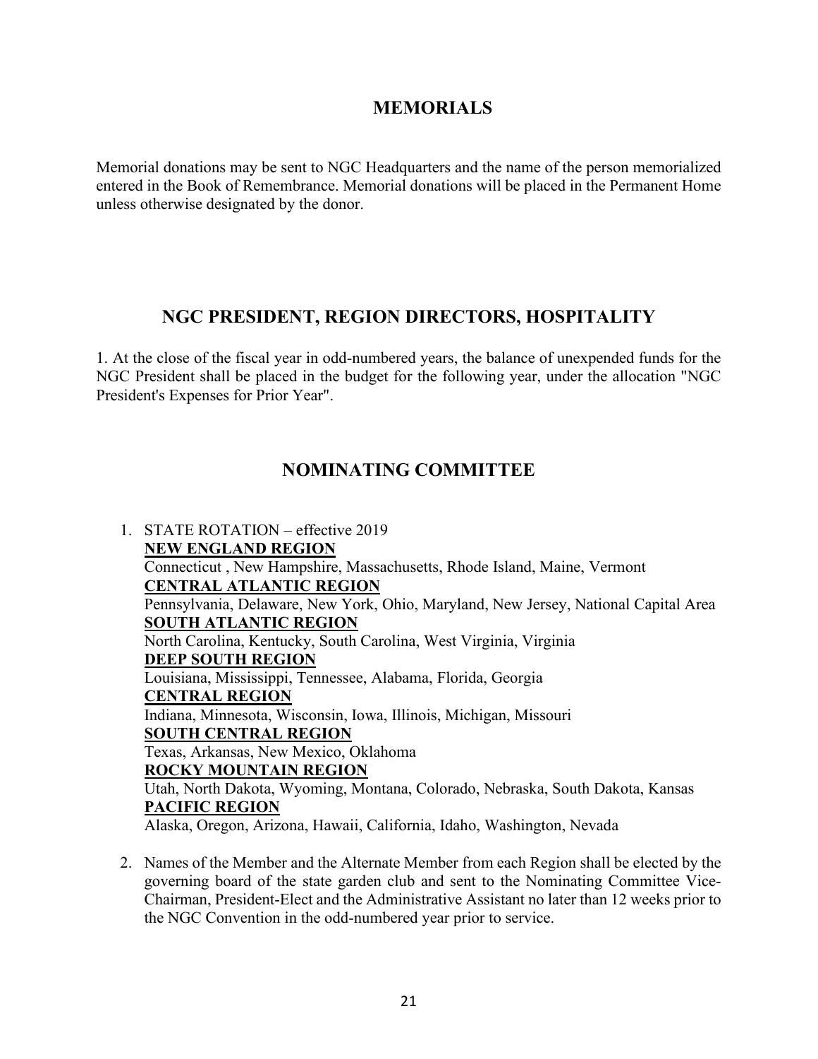## MEMORIALS

Memorial donations may be sent to NGC Headquarters and the name of the person memorialized entered in the Book of Remembrance. Memorial donations will be placed in the Permanent Home unless otherwise designated by the donor.

## NGC PRESIDENT, REGION DIRECTORS, HOSPITALITY

1. At the close of the fiscal year in odd-numbered years, the balance of unexpended funds for the NGC President shall be placed in the budget for the following year, under the allocation "NGC President's Expenses for Prior Year".

## NOMINATING COMMITTEE

1. STATE ROTATION – effective 2019
   **NEW ENGLAND REGION**
   Connecticut , New Hampshire, Massachusetts, Rhode Island, Maine, Vermont
   **CENTRAL ATLANTIC REGION**
   Pennsylvania, Delaware, New York, Ohio, Maryland, New Jersey, National Capital Area
   **SOUTH ATLANTIC REGION**
   North Carolina, Kentucky, South Carolina, West Virginia, Virginia
   **DEEP SOUTH REGION**
   Louisiana, Mississippi, Tennessee, Alabama, Florida, Georgia
   **CENTRAL REGION**
   Indiana, Minnesota, Wisconsin, Iowa, Illinois, Michigan, Missouri
   **SOUTH CENTRAL REGION**
   Texas, Arkansas, New Mexico, Oklahoma
   **ROCKY MOUNTAIN REGION**
   Utah, North Dakota, Wyoming, Montana, Colorado, Nebraska, South Dakota, Kansas
   **PACIFIC REGION**
   Alaska, Oregon, Arizona, Hawaii, California, Idaho, Washington, Nevada

2. Names of the Member and the Alternate Member from each Region shall be elected by the governing board of the state garden club and sent to the Nominating Committee Vice-Chairman, President-Elect and the Administrative Assistant no later than 12 weeks prior to the NGC Convention in the odd-numbered year prior to service.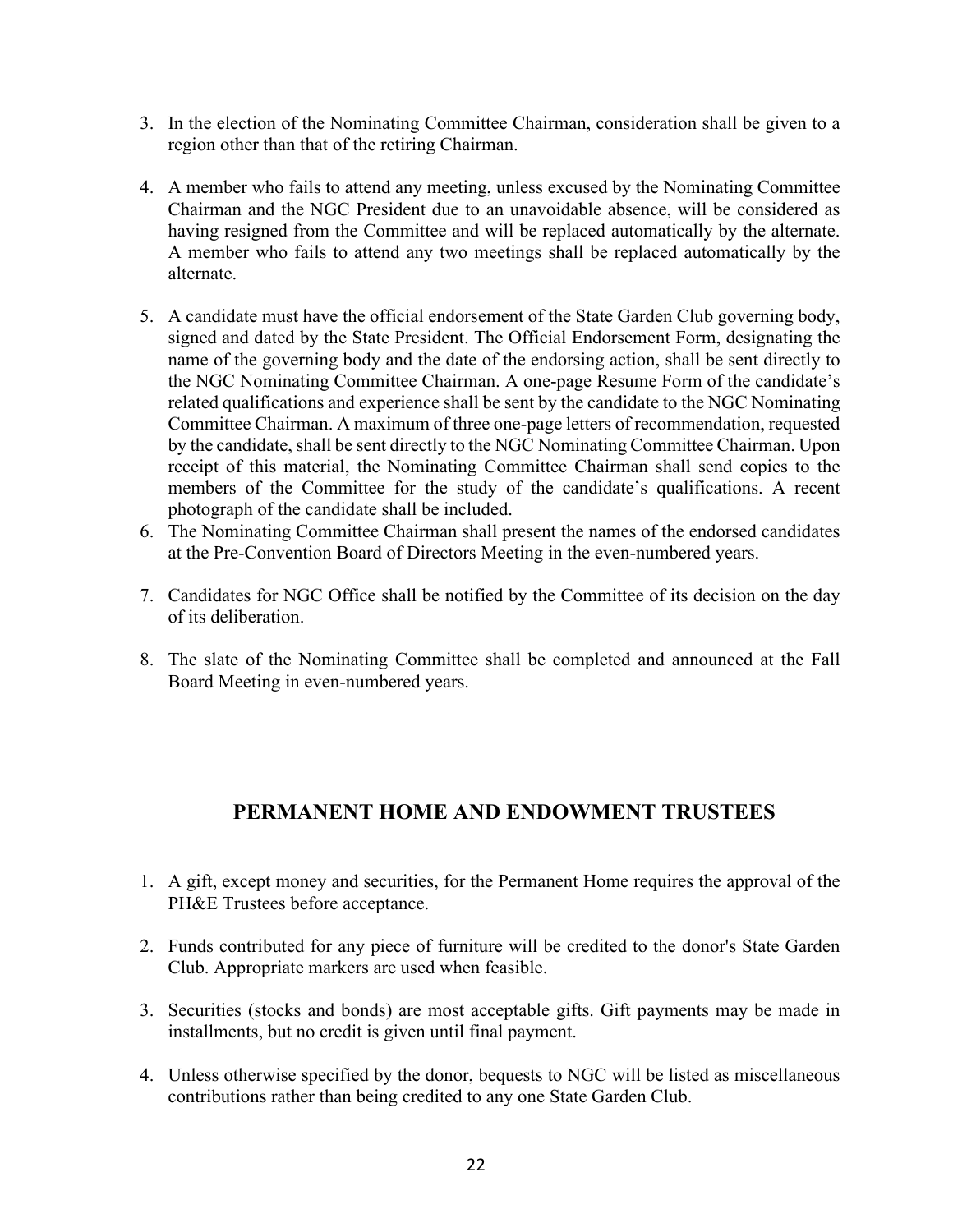3. In the election of the Nominating Committee Chairman, consideration shall be given to a region other than that of the retiring Chairman.

4. A member who fails to attend any meeting, unless excused by the Nominating Committee Chairman and the NGC President due to an unavoidable absence, will be considered as having resigned from the Committee and will be replaced automatically by the alternate. A member who fails to attend any two meetings shall be replaced automatically by the alternate.

5. A candidate must have the official endorsement of the State Garden Club governing body, signed and dated by the State President. The Official Endorsement Form, designating the name of the governing body and the date of the endorsing action, shall be sent directly to the NGC Nominating Committee Chairman. A one-page Resume Form of the candidate's related qualifications and experience shall be sent by the candidate to the NGC Nominating Committee Chairman. A maximum of three one-page letters of recommendation, requested by the candidate, shall be sent directly to the NGC Nominating Committee Chairman. Upon receipt of this material, the Nominating Committee Chairman shall send copies to the members of the Committee for the study of the candidate's qualifications. A recent photograph of the candidate shall be included.
6. The Nominating Committee Chairman shall present the names of the endorsed candidates at the Pre-Convention Board of Directors Meeting in the even-numbered years.

7. Candidates for NGC Office shall be notified by the Committee of its decision on the day of its deliberation.

8. The slate of the Nominating Committee shall be completed and announced at the Fall Board Meeting in even-numbered years.

## PERMANENT HOME AND ENDOWMENT TRUSTEES

1. A gift, except money and securities, for the Permanent Home requires the approval of the PH&E Trustees before acceptance.

2. Funds contributed for any piece of furniture will be credited to the donor's State Garden Club. Appropriate markers are used when feasible.

3. Securities (stocks and bonds) are most acceptable gifts. Gift payments may be made in installments, but no credit is given until final payment.

4. Unless otherwise specified by the donor, bequests to NGC will be listed as miscellaneous contributions rather than being credited to any one State Garden Club.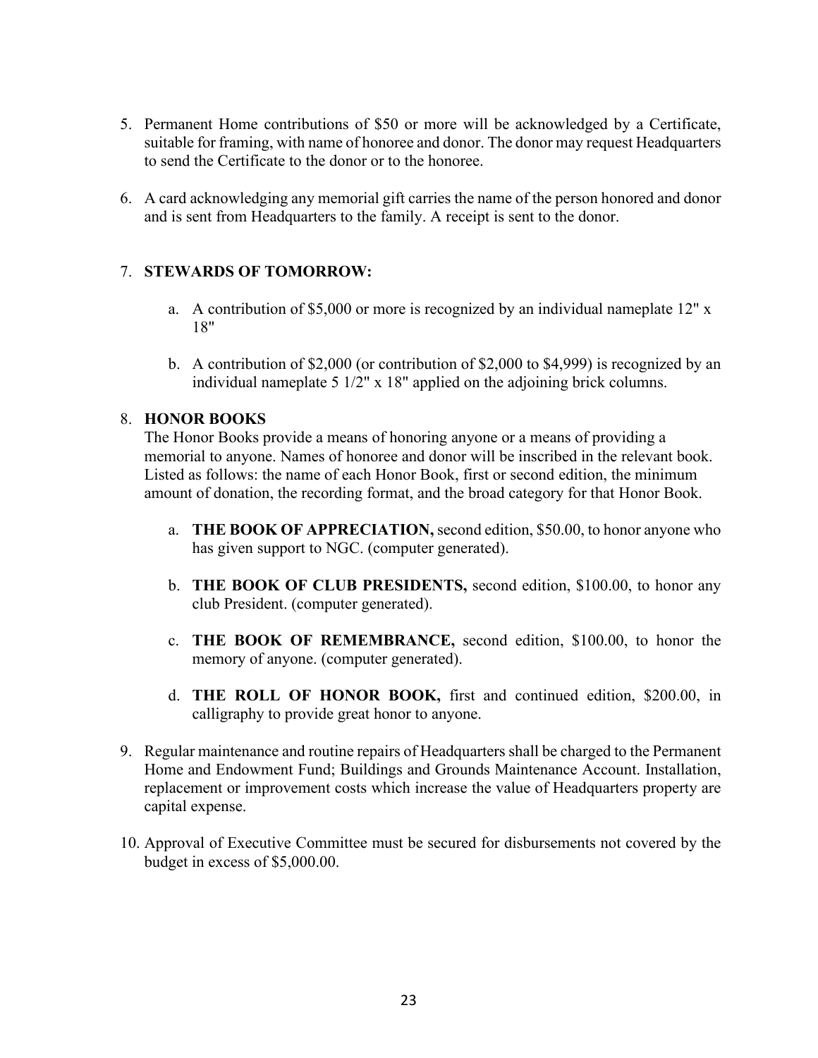5. Permanent Home contributions of $50 or more will be acknowledged by a Certificate, suitable for framing, with name of honoree and donor. The donor may request Headquarters to send the Certificate to the donor or to the honoree.

6. A card acknowledging any memorial gift carries the name of the person honored and donor and is sent from Headquarters to the family. A receipt is sent to the donor.

7. **STEWARDS OF TOMORROW:**

   a. A contribution of $5,000 or more is recognized by an individual nameplate 12" x 18"

   b. A contribution of $2,000 (or contribution of $2,000 to $4,999) is recognized by an individual nameplate 5 1/2" x 18" applied on the adjoining brick columns.

8. **HONOR BOOKS**
   The Honor Books provide a means of honoring anyone or a means of providing a memorial to anyone. Names of honoree and donor will be inscribed in the relevant book. Listed as follows: the name of each Honor Book, first or second edition, the minimum amount of donation, the recording format, and the broad category for that Honor Book.

   a. **THE BOOK OF APPRECIATION,** second edition, $50.00, to honor anyone who has given support to NGC. (computer generated).

   b. **THE BOOK OF CLUB PRESIDENTS,** second edition, $100.00, to honor any club President. (computer generated).

   c. **THE BOOK OF REMEMBRANCE,** second edition, $100.00, to honor the memory of anyone. (computer generated).

   d. **THE ROLL OF HONOR BOOK,** first and continued edition, $200.00, in calligraphy to provide great honor to anyone.

9. Regular maintenance and routine repairs of Headquarters shall be charged to the Permanent Home and Endowment Fund; Buildings and Grounds Maintenance Account. Installation, replacement or improvement costs which increase the value of Headquarters property are capital expense.

10. Approval of Executive Committee must be secured for disbursements not covered by the budget in excess of $5,000.00.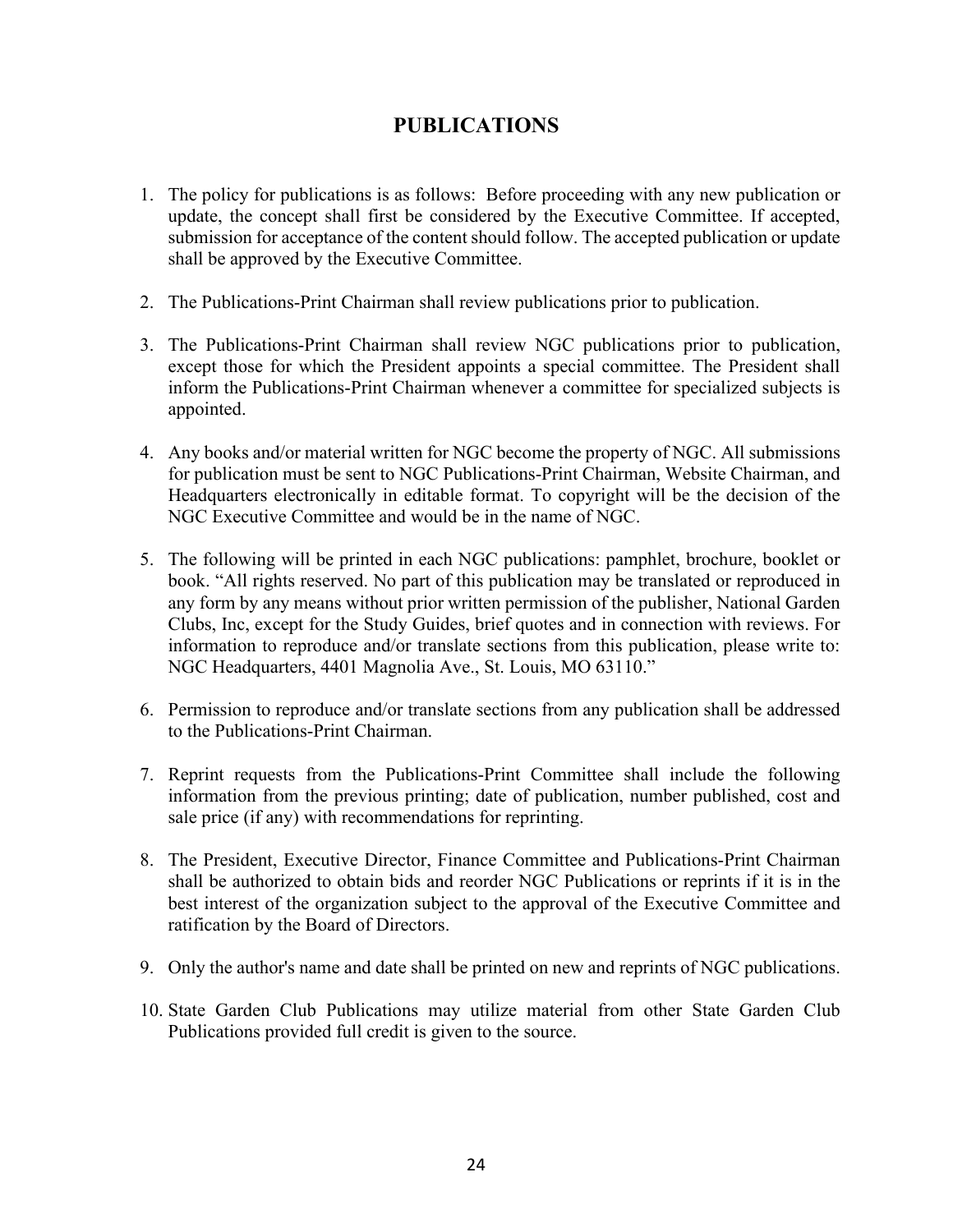# PUBLICATIONS

1. The policy for publications is as follows: Before proceeding with any new publication or update, the concept shall first be considered by the Executive Committee. If accepted, submission for acceptance of the content should follow. The accepted publication or update shall be approved by the Executive Committee.

2. The Publications-Print Chairman shall review publications prior to publication.

3. The Publications-Print Chairman shall review NGC publications prior to publication, except those for which the President appoints a special committee. The President shall inform the Publications-Print Chairman whenever a committee for specialized subjects is appointed.

4. Any books and/or material written for NGC become the property of NGC. All submissions for publication must be sent to NGC Publications-Print Chairman, Website Chairman, and Headquarters electronically in editable format. To copyright will be the decision of the NGC Executive Committee and would be in the name of NGC.

5. The following will be printed in each NGC publications: pamphlet, brochure, booklet or book. "All rights reserved. No part of this publication may be translated or reproduced in any form by any means without prior written permission of the publisher, National Garden Clubs, Inc, except for the Study Guides, brief quotes and in connection with reviews. For information to reproduce and/or translate sections from this publication, please write to: NGC Headquarters, 4401 Magnolia Ave., St. Louis, MO 63110."

6. Permission to reproduce and/or translate sections from any publication shall be addressed to the Publications-Print Chairman.

7. Reprint requests from the Publications-Print Committee shall include the following information from the previous printing; date of publication, number published, cost and sale price (if any) with recommendations for reprinting.

8. The President, Executive Director, Finance Committee and Publications-Print Chairman shall be authorized to obtain bids and reorder NGC Publications or reprints if it is in the best interest of the organization subject to the approval of the Executive Committee and ratification by the Board of Directors.

9. Only the author's name and date shall be printed on new and reprints of NGC publications.

10. State Garden Club Publications may utilize material from other State Garden Club Publications provided full credit is given to the source.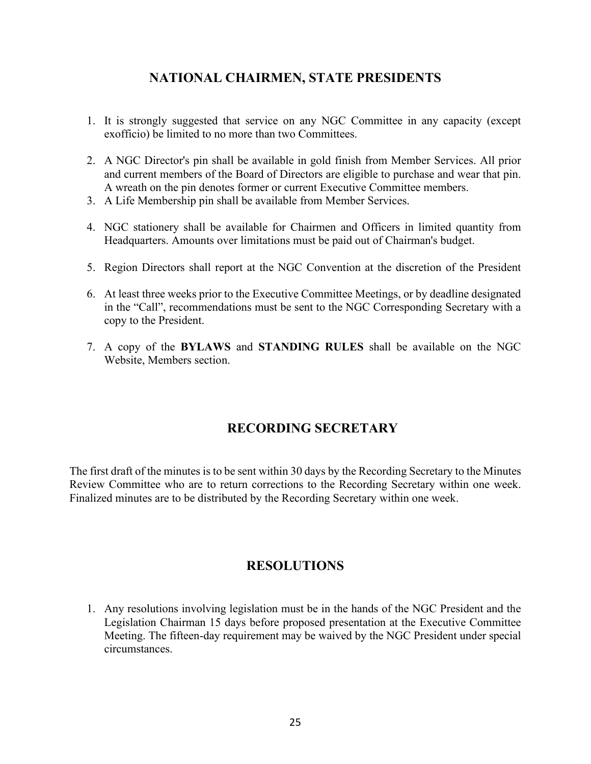## NATIONAL CHAIRMEN, STATE PRESIDENTS

1. It is strongly suggested that service on any NGC Committee in any capacity (except exofficio) be limited to no more than two Committees.

2. A NGC Director's pin shall be available in gold finish from Member Services. All prior and current members of the Board of Directors are eligible to purchase and wear that pin. A wreath on the pin denotes former or current Executive Committee members.
3. A Life Membership pin shall be available from Member Services.

4. NGC stationery shall be available for Chairmen and Officers in limited quantity from Headquarters. Amounts over limitations must be paid out of Chairman's budget.

5. Region Directors shall report at the NGC Convention at the discretion of the President

6. At least three weeks prior to the Executive Committee Meetings, or by deadline designated in the "Call", recommendations must be sent to the NGC Corresponding Secretary with a copy to the President.

7. A copy of the **BYLAWS** and **STANDING RULES** shall be available on the NGC Website, Members section.

## RECORDING SECRETARY

The first draft of the minutes is to be sent within 30 days by the Recording Secretary to the Minutes Review Committee who are to return corrections to the Recording Secretary within one week. Finalized minutes are to be distributed by the Recording Secretary within one week.

## RESOLUTIONS

1. Any resolutions involving legislation must be in the hands of the NGC President and the Legislation Chairman 15 days before proposed presentation at the Executive Committee Meeting. The fifteen-day requirement may be waived by the NGC President under special circumstances.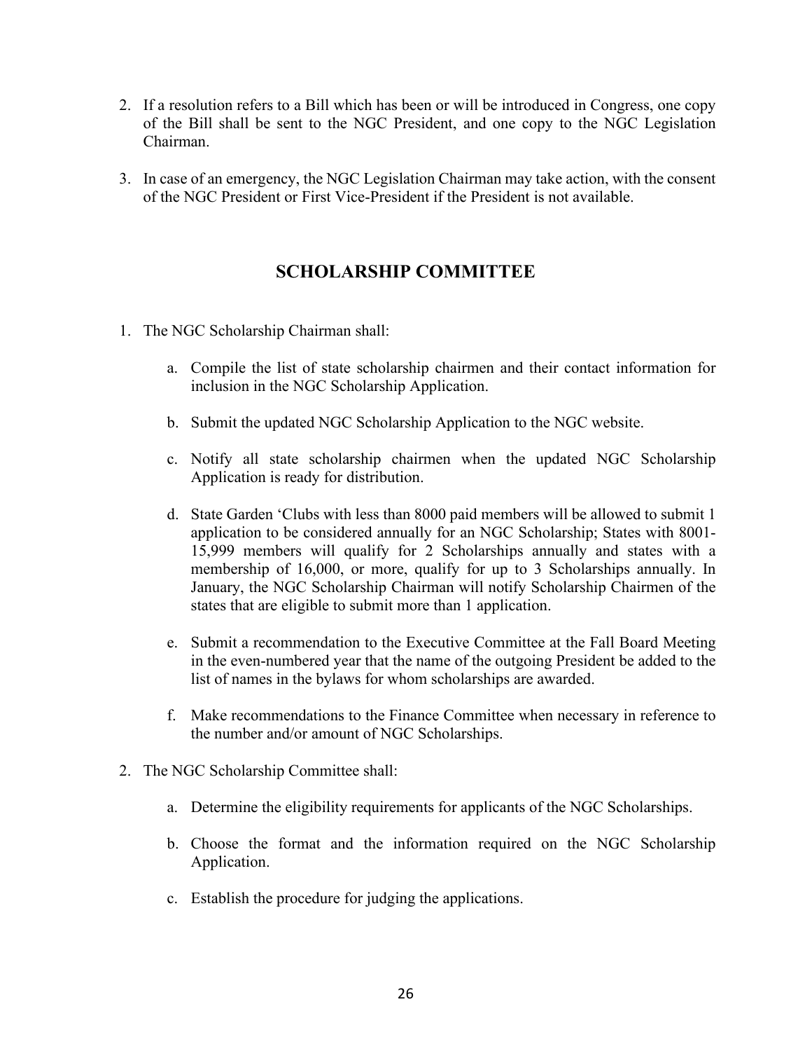2. If a resolution refers to a Bill which has been or will be introduced in Congress, one copy of the Bill shall be sent to the NGC President, and one copy to the NGC Legislation Chairman.

3. In case of an emergency, the NGC Legislation Chairman may take action, with the consent of the NGC President or First Vice-President if the President is not available.

## SCHOLARSHIP COMMITTEE

1. The NGC Scholarship Chairman shall:

   a. Compile the list of state scholarship chairmen and their contact information for inclusion in the NGC Scholarship Application.

   b. Submit the updated NGC Scholarship Application to the NGC website.

   c. Notify all state scholarship chairmen when the updated NGC Scholarship Application is ready for distribution.

   d. State Garden 'Clubs with less than 8000 paid members will be allowed to submit 1 application to be considered annually for an NGC Scholarship; States with 8001-15,999 members will qualify for 2 Scholarships annually and states with a membership of 16,000, or more, qualify for up to 3 Scholarships annually. In January, the NGC Scholarship Chairman will notify Scholarship Chairmen of the states that are eligible to submit more than 1 application.

   e. Submit a recommendation to the Executive Committee at the Fall Board Meeting in the even-numbered year that the name of the outgoing President be added to the list of names in the bylaws for whom scholarships are awarded.

   f. Make recommendations to the Finance Committee when necessary in reference to the number and/or amount of NGC Scholarships.

2. The NGC Scholarship Committee shall:

   a. Determine the eligibility requirements for applicants of the NGC Scholarships.

   b. Choose the format and the information required on the NGC Scholarship Application.

   c. Establish the procedure for judging the applications.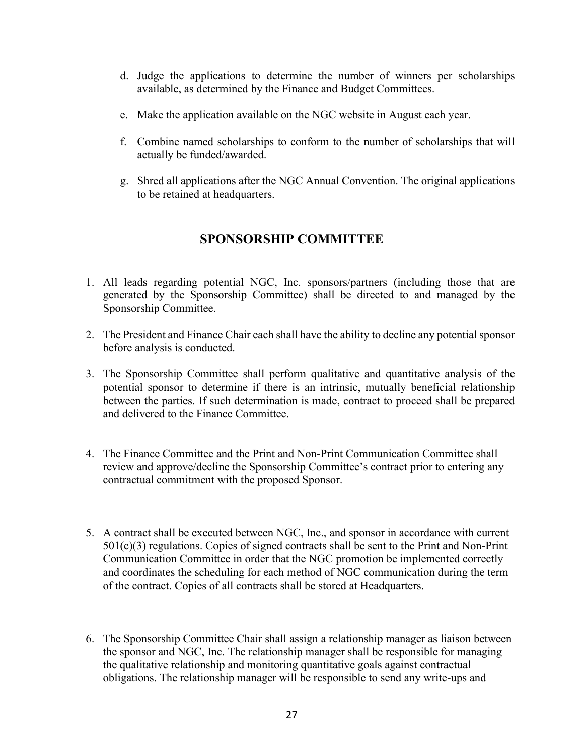d. Judge the applications to determine the number of winners per scholarships available, as determined by the Finance and Budget Committees.

e. Make the application available on the NGC website in August each year.

f. Combine named scholarships to conform to the number of scholarships that will actually be funded/awarded.

g. Shred all applications after the NGC Annual Convention. The original applications to be retained at headquarters.

## SPONSORSHIP COMMITTEE

1. All leads regarding potential NGC, Inc. sponsors/partners (including those that are generated by the Sponsorship Committee) shall be directed to and managed by the Sponsorship Committee.

2. The President and Finance Chair each shall have the ability to decline any potential sponsor before analysis is conducted.

3. The Sponsorship Committee shall perform qualitative and quantitative analysis of the potential sponsor to determine if there is an intrinsic, mutually beneficial relationship between the parties. If such determination is made, contract to proceed shall be prepared and delivered to the Finance Committee.

4. The Finance Committee and the Print and Non-Print Communication Committee shall review and approve/decline the Sponsorship Committee's contract prior to entering any contractual commitment with the proposed Sponsor.

5. A contract shall be executed between NGC, Inc., and sponsor in accordance with current 501(c)(3) regulations. Copies of signed contracts shall be sent to the Print and Non-Print Communication Committee in order that the NGC promotion be implemented correctly and coordinates the scheduling for each method of NGC communication during the term of the contract. Copies of all contracts shall be stored at Headquarters.

6. The Sponsorship Committee Chair shall assign a relationship manager as liaison between the sponsor and NGC, Inc. The relationship manager shall be responsible for managing the qualitative relationship and monitoring quantitative goals against contractual obligations. The relationship manager will be responsible to send any write-ups and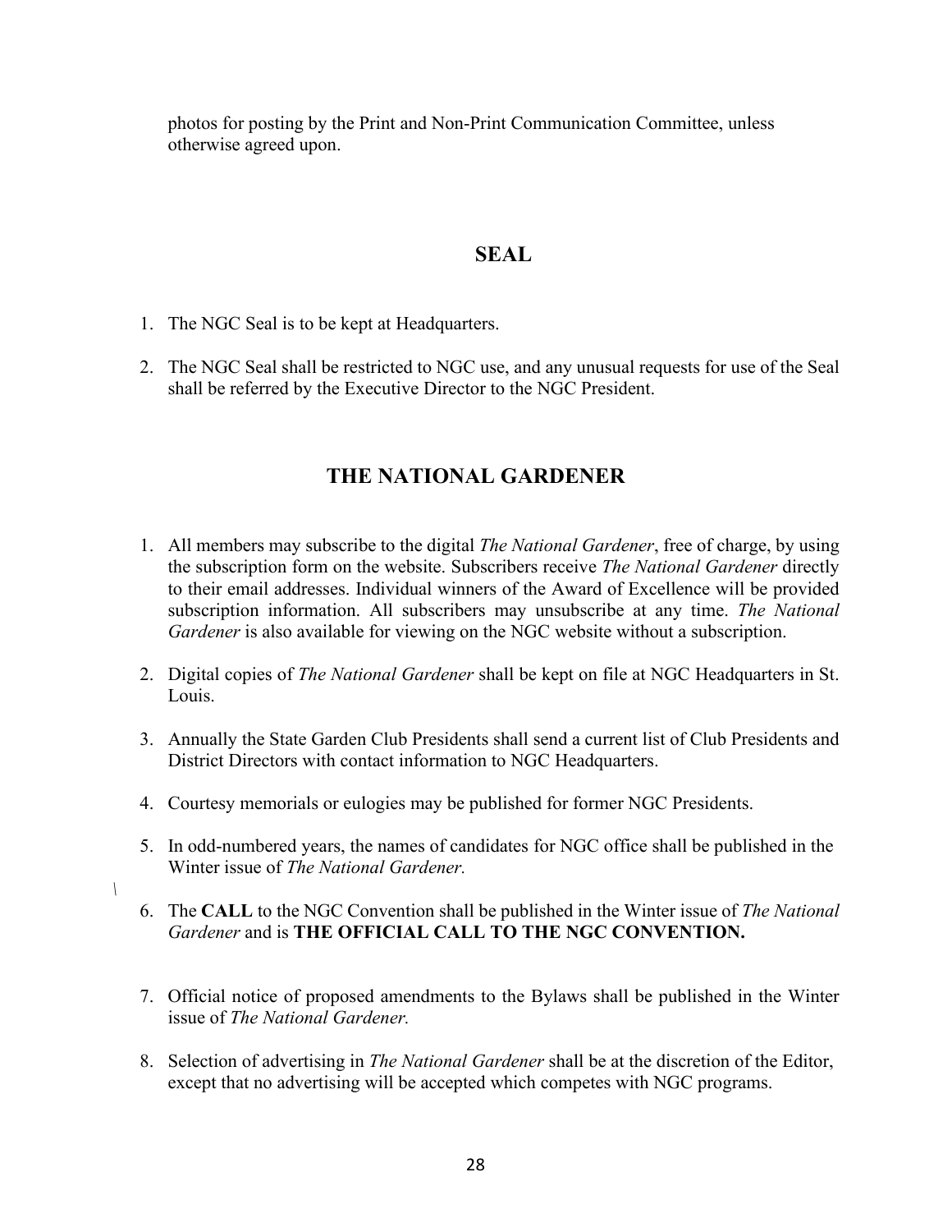photos for posting by the Print and Non-Print Communication Committee, unless otherwise agreed upon.

## SEAL

1. The NGC Seal is to be kept at Headquarters.

2. The NGC Seal shall be restricted to NGC use, and any unusual requests for use of the Seal shall be referred by the Executive Director to the NGC President.

## THE NATIONAL GARDENER

1. All members may subscribe to the digital *The National Gardener*, free of charge, by using the subscription form on the website. Subscribers receive *The National Gardener* directly to their email addresses. Individual winners of the Award of Excellence will be provided subscription information. All subscribers may unsubscribe at any time. *The National Gardener* is also available for viewing on the NGC website without a subscription.

2. Digital copies of *The National Gardener* shall be kept on file at NGC Headquarters in St. Louis.

3. Annually the State Garden Club Presidents shall send a current list of Club Presidents and District Directors with contact information to NGC Headquarters.

4. Courtesy memorials or eulogies may be published for former NGC Presidents.

5. In odd-numbered years, the names of candidates for NGC office shall be published in the Winter issue of *The National Gardener.*

6. The **CALL** to the NGC Convention shall be published in the Winter issue of *The National Gardener* and is **THE OFFICIAL CALL TO THE NGC CONVENTION.**

7. Official notice of proposed amendments to the Bylaws shall be published in the Winter issue of *The National Gardener.*

8. Selection of advertising in *The National Gardener* shall be at the discretion of the Editor, except that no advertising will be accepted which competes with NGC programs.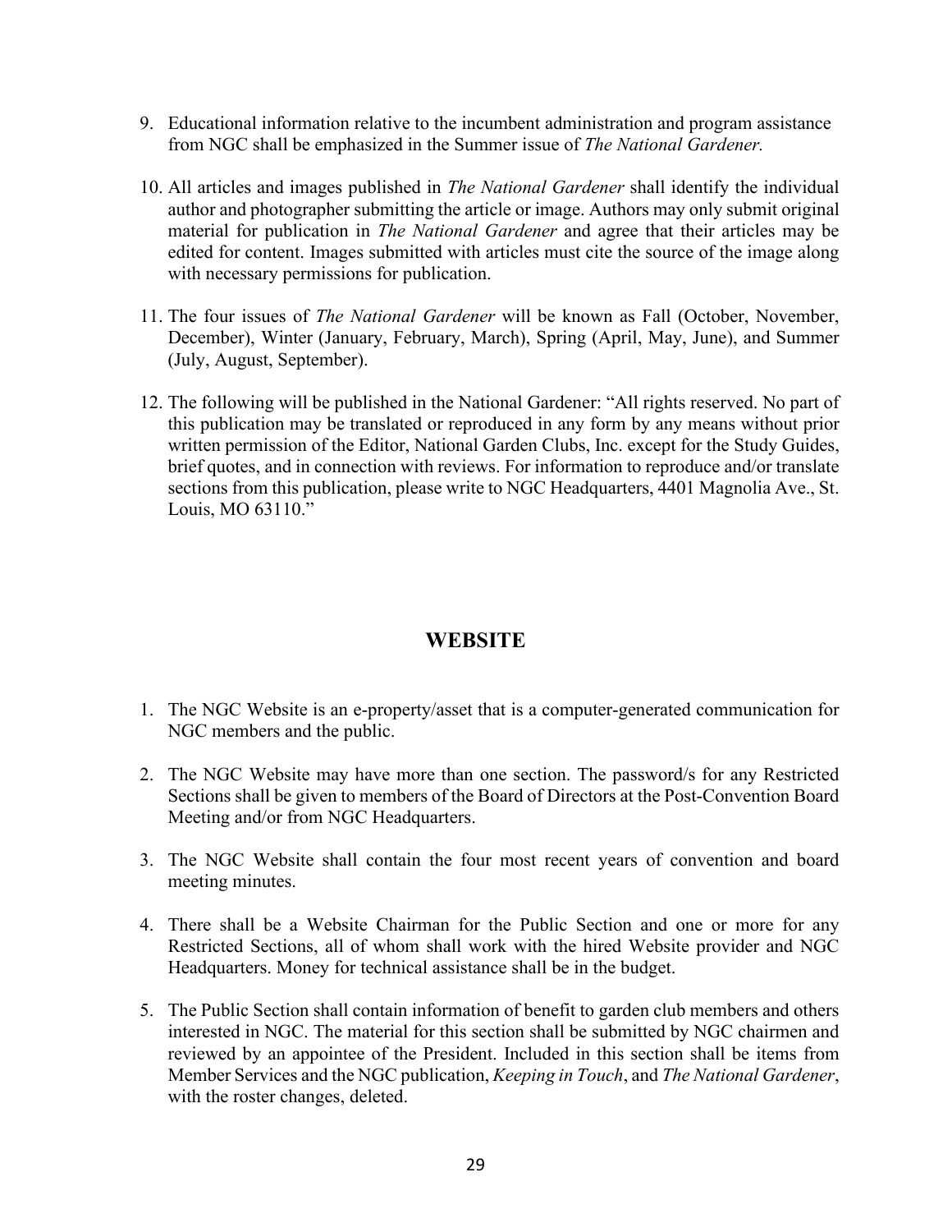9. Educational information relative to the incumbent administration and program assistance from NGC shall be emphasized in the Summer issue of *The National Gardener.*

10. All articles and images published in *The National Gardener* shall identify the individual author and photographer submitting the article or image. Authors may only submit original material for publication in *The National Gardener* and agree that their articles may be edited for content. Images submitted with articles must cite the source of the image along with necessary permissions for publication.

11. The four issues of *The National Gardener* will be known as Fall (October, November, December), Winter (January, February, March), Spring (April, May, June), and Summer (July, August, September).

12. The following will be published in the National Gardener: "All rights reserved. No part of this publication may be translated or reproduced in any form by any means without prior written permission of the Editor, National Garden Clubs, Inc. except for the Study Guides, brief quotes, and in connection with reviews. For information to reproduce and/or translate sections from this publication, please write to NGC Headquarters, 4401 Magnolia Ave., St. Louis, MO 63110."

## WEBSITE

1. The NGC Website is an e-property/asset that is a computer-generated communication for NGC members and the public.

2. The NGC Website may have more than one section. The password/s for any Restricted Sections shall be given to members of the Board of Directors at the Post-Convention Board Meeting and/or from NGC Headquarters.

3. The NGC Website shall contain the four most recent years of convention and board meeting minutes.

4. There shall be a Website Chairman for the Public Section and one or more for any Restricted Sections, all of whom shall work with the hired Website provider and NGC Headquarters. Money for technical assistance shall be in the budget.

5. The Public Section shall contain information of benefit to garden club members and others interested in NGC. The material for this section shall be submitted by NGC chairmen and reviewed by an appointee of the President. Included in this section shall be items from Member Services and the NGC publication, *Keeping in Touch*, and *The National Gardener*, with the roster changes, deleted.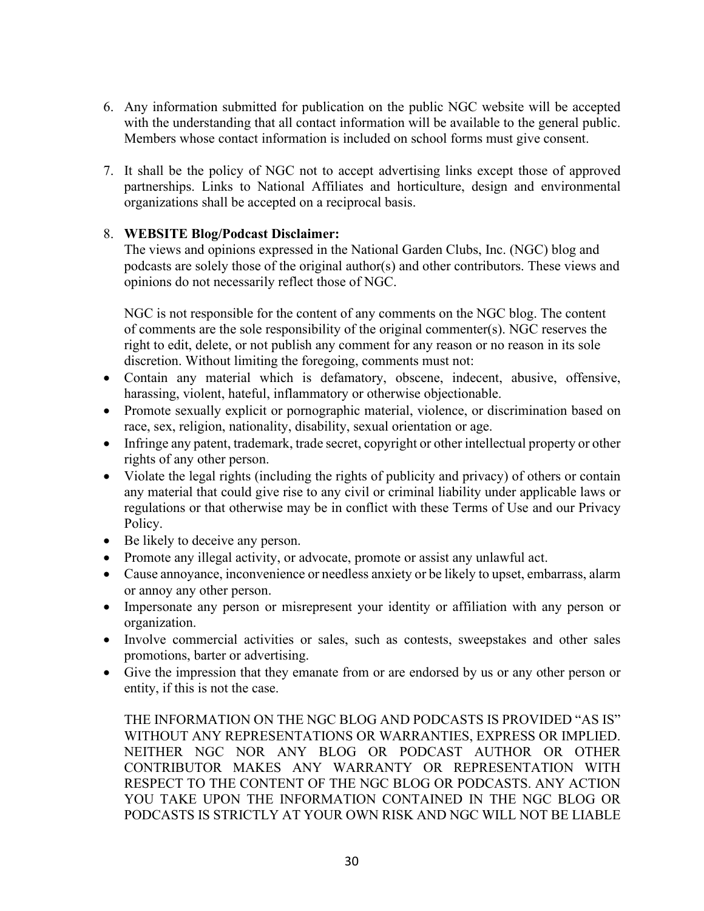6. Any information submitted for publication on the public NGC website will be accepted with the understanding that all contact information will be available to the general public. Members whose contact information is included on school forms must give consent.

7. It shall be the policy of NGC not to accept advertising links except those of approved partnerships. Links to National Affiliates and horticulture, design and environmental organizations shall be accepted on a reciprocal basis.

8. **WEBSITE Blog/Podcast Disclaimer:**
   The views and opinions expressed in the National Garden Clubs, Inc. (NGC) blog and podcasts are solely those of the original author(s) and other contributors. These views and opinions do not necessarily reflect those of NGC.

   NGC is not responsible for the content of any comments on the NGC blog. The content of comments are the sole responsibility of the original commenter(s). NGC reserves the right to edit, delete, or not publish any comment for any reason or no reason in its sole discretion. Without limiting the foregoing, comments must not:

- Contain any material which is defamatory, obscene, indecent, abusive, offensive, harassing, violent, hateful, inflammatory or otherwise objectionable.
- Promote sexually explicit or pornographic material, violence, or discrimination based on race, sex, religion, nationality, disability, sexual orientation or age.
- Infringe any patent, trademark, trade secret, copyright or other intellectual property or other rights of any other person.
- Violate the legal rights (including the rights of publicity and privacy) of others or contain any material that could give rise to any civil or criminal liability under applicable laws or regulations or that otherwise may be in conflict with these Terms of Use and our Privacy Policy.
- Be likely to deceive any person.
- Promote any illegal activity, or advocate, promote or assist any unlawful act.
- Cause annoyance, inconvenience or needless anxiety or be likely to upset, embarrass, alarm or annoy any other person.
- Impersonate any person or misrepresent your identity or affiliation with any person or organization.
- Involve commercial activities or sales, such as contests, sweepstakes and other sales promotions, barter or advertising.
- Give the impression that they emanate from or are endorsed by us or any other person or entity, if this is not the case.

THE INFORMATION ON THE NGC BLOG AND PODCASTS IS PROVIDED "AS IS" WITHOUT ANY REPRESENTATIONS OR WARRANTIES, EXPRESS OR IMPLIED. NEITHER NGC NOR ANY BLOG OR PODCAST AUTHOR OR OTHER CONTRIBUTOR MAKES ANY WARRANTY OR REPRESENTATION WITH RESPECT TO THE CONTENT OF THE NGC BLOG OR PODCASTS. ANY ACTION YOU TAKE UPON THE INFORMATION CONTAINED IN THE NGC BLOG OR PODCASTS IS STRICTLY AT YOUR OWN RISK AND NGC WILL NOT BE LIABLE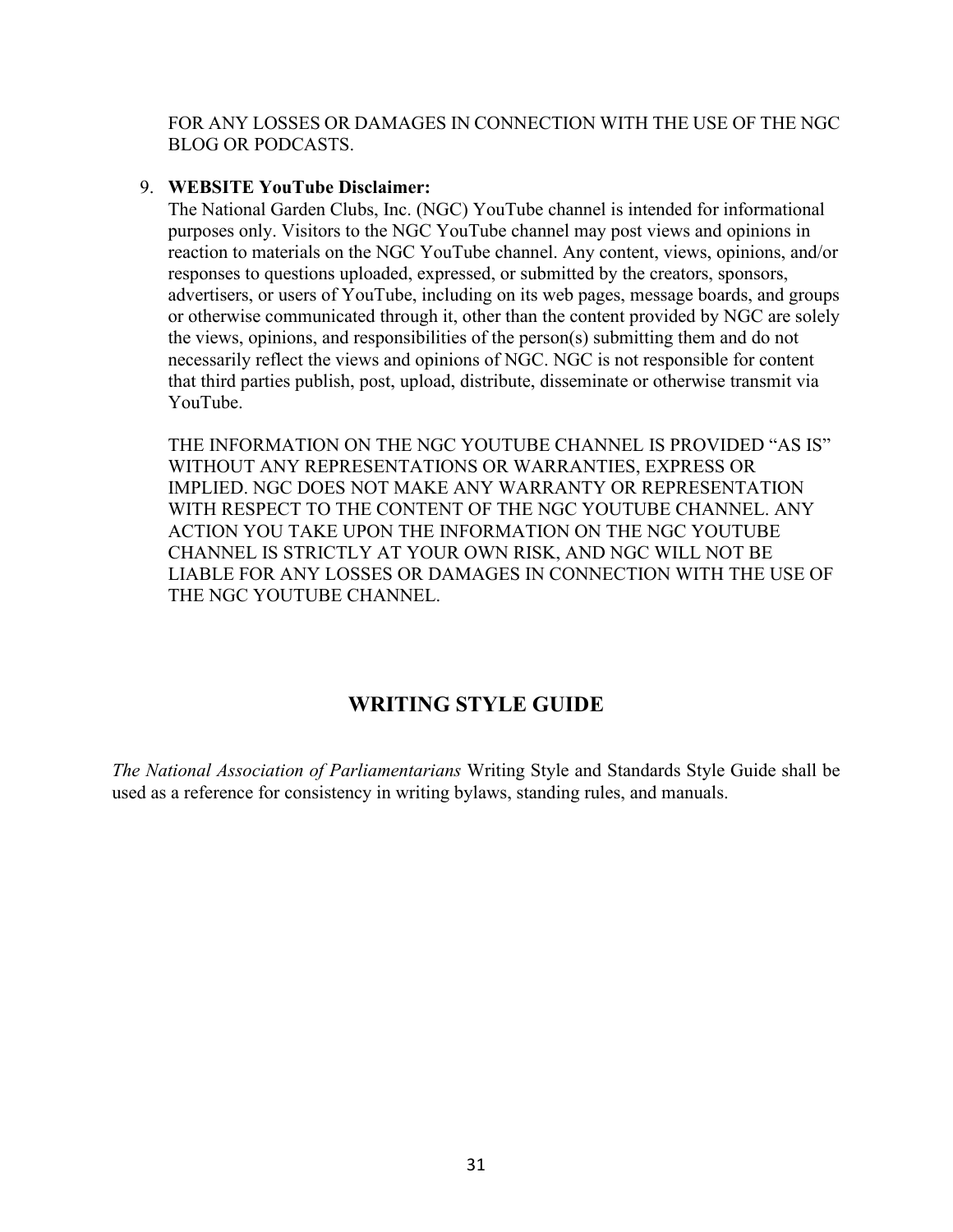FOR ANY LOSSES OR DAMAGES IN CONNECTION WITH THE USE OF THE NGC BLOG OR PODCASTS.

9. **WEBSITE YouTube Disclaimer:**
   The National Garden Clubs, Inc. (NGC) YouTube channel is intended for informational purposes only. Visitors to the NGC YouTube channel may post views and opinions in reaction to materials on the NGC YouTube channel. Any content, views, opinions, and/or responses to questions uploaded, expressed, or submitted by the creators, sponsors, advertisers, or users of YouTube, including on its web pages, message boards, and groups or otherwise communicated through it, other than the content provided by NGC are solely the views, opinions, and responsibilities of the person(s) submitting them and do not necessarily reflect the views and opinions of NGC. NGC is not responsible for content that third parties publish, post, upload, distribute, disseminate or otherwise transmit via YouTube.

   THE INFORMATION ON THE NGC YOUTUBE CHANNEL IS PROVIDED "AS IS" WITHOUT ANY REPRESENTATIONS OR WARRANTIES, EXPRESS OR IMPLIED. NGC DOES NOT MAKE ANY WARRANTY OR REPRESENTATION WITH RESPECT TO THE CONTENT OF THE NGC YOUTUBE CHANNEL. ANY ACTION YOU TAKE UPON THE INFORMATION ON THE NGC YOUTUBE CHANNEL IS STRICTLY AT YOUR OWN RISK, AND NGC WILL NOT BE LIABLE FOR ANY LOSSES OR DAMAGES IN CONNECTION WITH THE USE OF THE NGC YOUTUBE CHANNEL.

## WRITING STYLE GUIDE

*The National Association of Parliamentarians* Writing Style and Standards Style Guide shall be used as a reference for consistency in writing bylaws, standing rules, and manuals.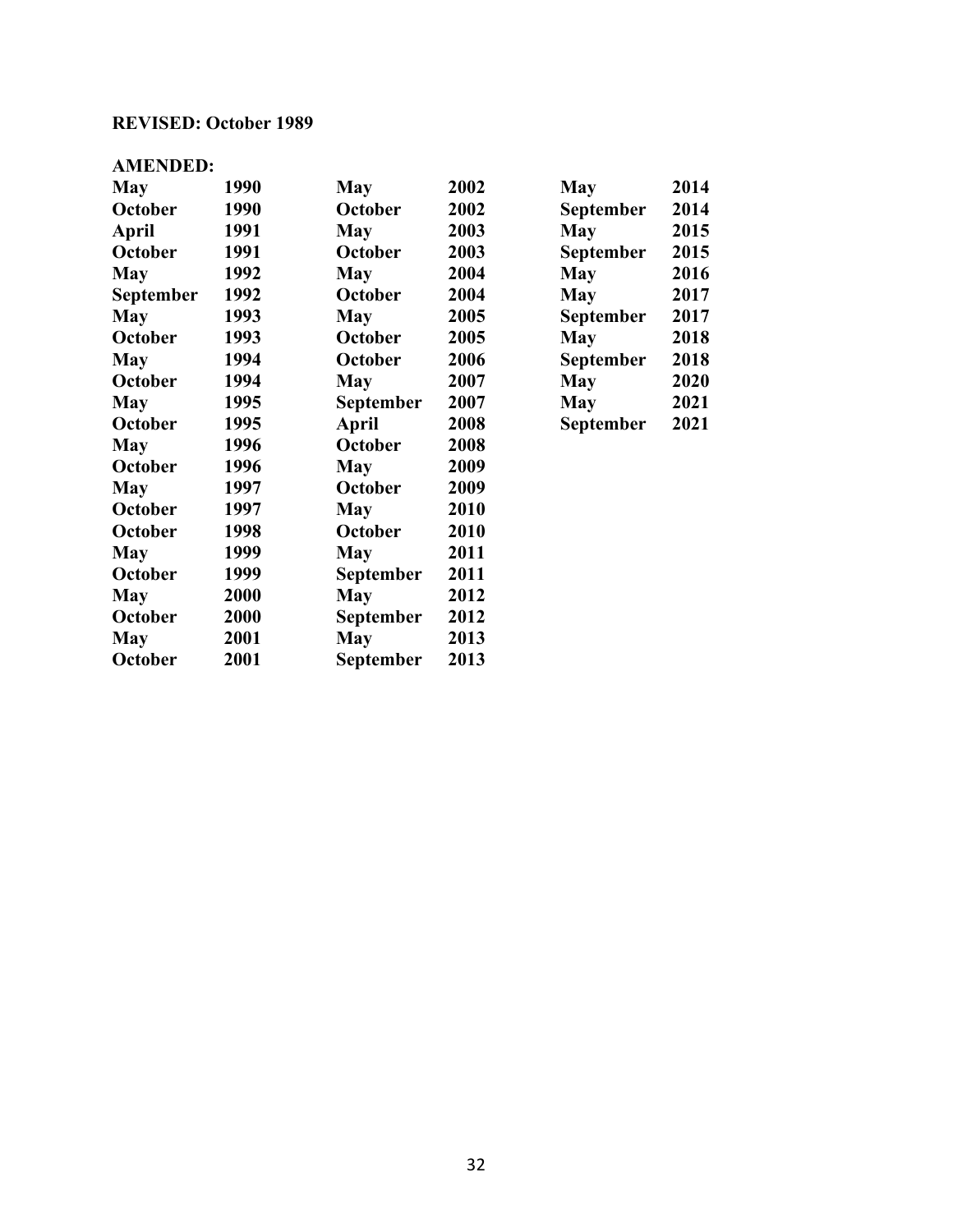**REVISED: October 1989**

**AMENDED:**

| | | | | | |
|---|---|---|---|---|---|
| **May** | **1990** | **May** | **2002** | **May** | **2014** |
| **October** | **1990** | **October** | **2002** | **September** | **2014** |
| **April** | **1991** | **May** | **2003** | **May** | **2015** |
| **October** | **1991** | **October** | **2003** | **September** | **2015** |
| **May** | **1992** | **May** | **2004** | **May** | **2016** |
| **September** | **1992** | **October** | **2004** | **May** | **2017** |
| **May** | **1993** | **May** | **2005** | **September** | **2017** |
| **October** | **1993** | **October** | **2005** | **May** | **2018** |
| **May** | **1994** | **October** | **2006** | **September** | **2018** |
| **October** | **1994** | **May** | **2007** | **May** | **2020** |
| **May** | **1995** | **September** | **2007** | **May** | **2021** |
| **October** | **1995** | **April** | **2008** | **September** | **2021** |
| **May** | **1996** | **October** | **2008** | | |
| **October** | **1996** | **May** | **2009** | | |
| **May** | **1997** | **October** | **2009** | | |
| **October** | **1997** | **May** | **2010** | | |
| **October** | **1998** | **October** | **2010** | | |
| **May** | **1999** | **May** | **2011** | | |
| **October** | **1999** | **September** | **2011** | | |
| **May** | **2000** | **May** | **2012** | | |
| **October** | **2000** | **September** | **2012** | | |
| **May** | **2001** | **May** | **2013** | | |
| **October** | **2001** | **September** | **2013** | | |